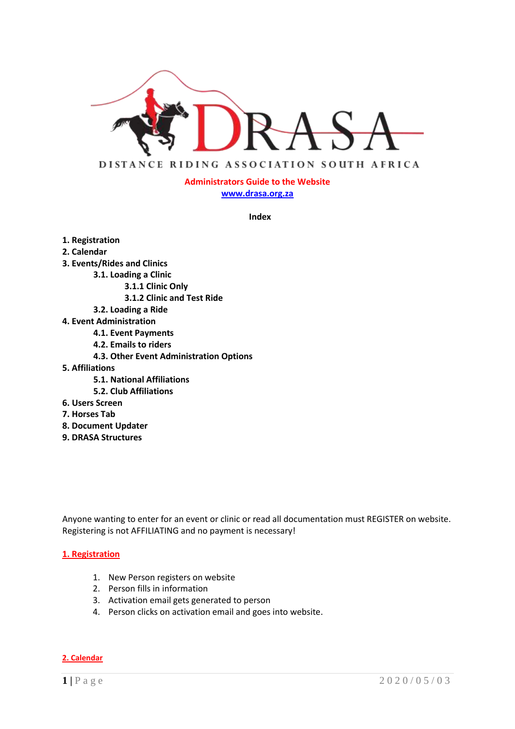DRASA

DISTANCE RIDING ASSOCIATION SOUTH AFRICA

**Administrators Guide to the Website**

**www.drasa.org.za**

**Index**

**1. Registration**
**2. Calendar**
**3. Events/Rides and Clinics**
- **3.1. Loading a Clinic**
  - **3.1.1 Clinic Only**
  - **3.1.2 Clinic and Test Ride**
- **3.2. Loading a Ride**

**4. Event Administration**
- **4.1. Event Payments**
- **4.2. Emails to riders**
- **4.3. Other Event Administration Options**

**5. Affiliations**
- **5.1. National Affiliations**
- **5.2. Club Affiliations**

**6. Users Screen**
**7. Horses Tab**
**8. Document Updater**
**9. DRASA Structures**

Anyone wanting to enter for an event or clinic or read all documentation must REGISTER on website. Registering is not AFFILIATING and no payment is necessary!

## 1. Registration

1. New Person registers on website
2. Person fills in information
3. Activation email gets generated to person
4. Person clicks on activation email and goes into website.

## 2. Calendar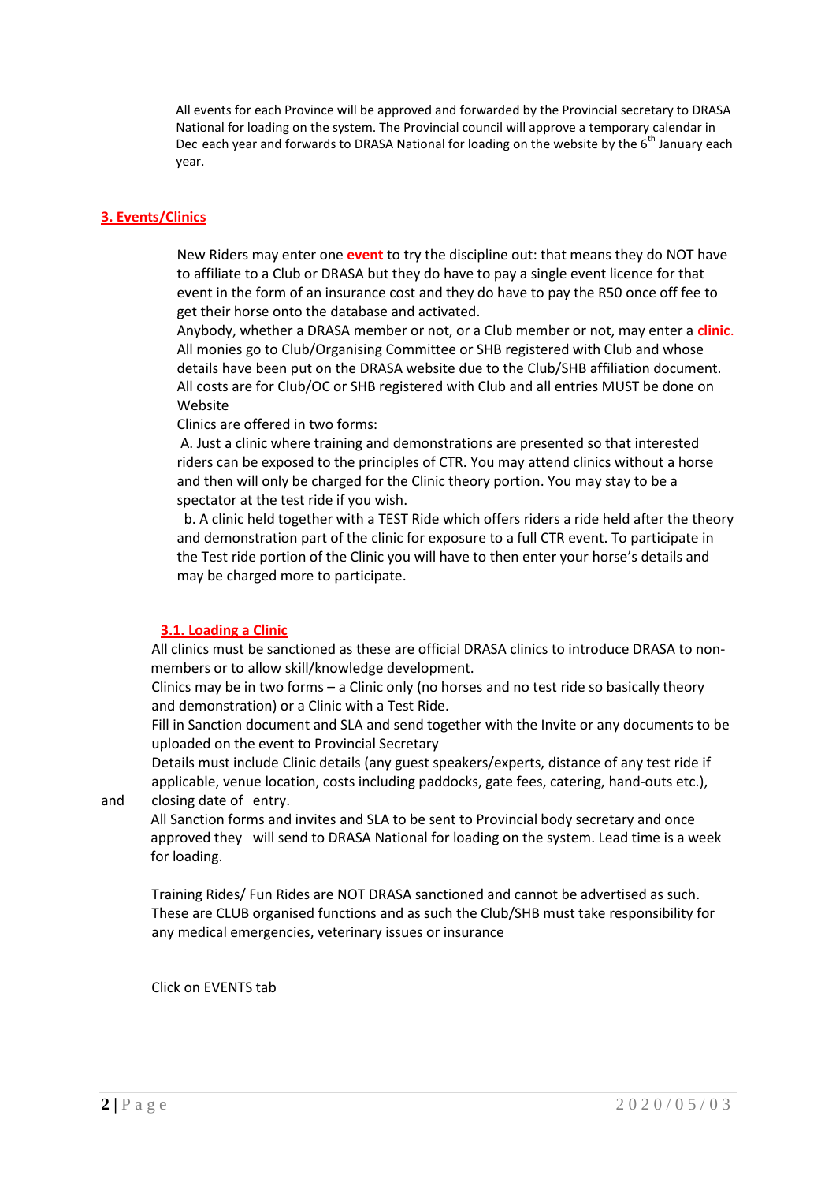All events for each Province will be approved and forwarded by the Provincial secretary to DRASA National for loading on the system. The Provincial council will approve a temporary calendar in Dec each year and forwards to DRASA National for loading on the website by the 6th January each year.

## 3. Events/Clinics

New Riders may enter one **event** to try the discipline out: that means they do NOT have to affiliate to a Club or DRASA but they do have to pay a single event licence for that event in the form of an insurance cost and they do have to pay the R50 once off fee to get their horse onto the database and activated.

Anybody, whether a DRASA member or not, or a Club member or not, may enter a **clinic**. All monies go to Club/Organising Committee or SHB registered with Club and whose details have been put on the DRASA website due to the Club/SHB affiliation document. All costs are for Club/OC or SHB registered with Club and all entries MUST be done on Website

Clinics are offered in two forms:

A. Just a clinic where training and demonstrations are presented so that interested riders can be exposed to the principles of CTR. You may attend clinics without a horse and then will only be charged for the Clinic theory portion. You may stay to be a spectator at the test ride if you wish.

b. A clinic held together with a TEST Ride which offers riders a ride held after the theory and demonstration part of the clinic for exposure to a full CTR event. To participate in the Test ride portion of the Clinic you will have to then enter your horse's details and may be charged more to participate.

### 3.1. Loading a Clinic

All clinics must be sanctioned as these are official DRASA clinics to introduce DRASA to non-members or to allow skill/knowledge development.

Clinics may be in two forms – a Clinic only (no horses and no test ride so basically theory and demonstration) or a Clinic with a Test Ride.

Fill in Sanction document and SLA and send together with the Invite or any documents to be uploaded on the event to Provincial Secretary

Details must include Clinic details (any guest speakers/experts, distance of any test ride if applicable, venue location, costs including paddocks, gate fees, catering, hand-outs etc.), and closing date of entry.

All Sanction forms and invites and SLA to be sent to Provincial body secretary and once approved they will send to DRASA National for loading on the system. Lead time is a week for loading.

Training Rides/ Fun Rides are NOT DRASA sanctioned and cannot be advertised as such. These are CLUB organised functions and as such the Club/SHB must take responsibility for any medical emergencies, veterinary issues or insurance

Click on EVENTS tab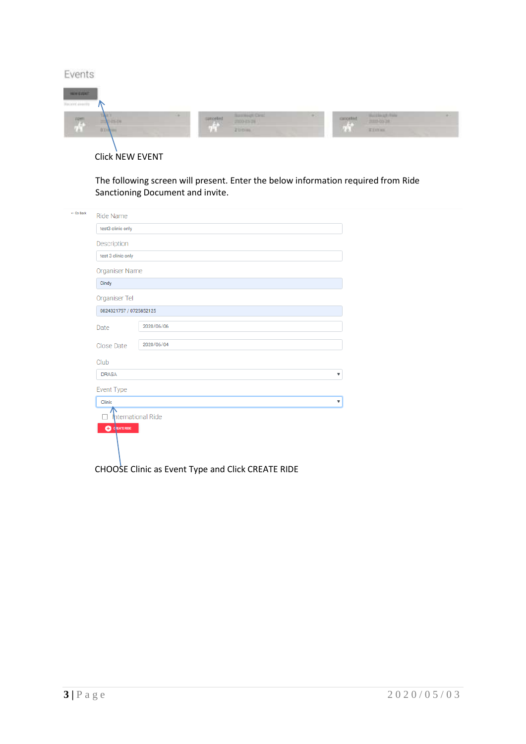Events

NEW EVENT

Click NEW EVENT

The following screen will present. Enter the below information required from Ride Sanctioning Document and invite.

Ride Name

test3 clinic only

Description

test 3 clinic only

Organiser Name

Cindy

Organiser Tel

0824321757 / 0725852125

Date 2020/06/06

Close Date 2020/06/04

Club

DRASA

Event Type

Clinic

International Ride

CREATE RIDE

CHOOSE Clinic as Event Type and Click CREATE RIDE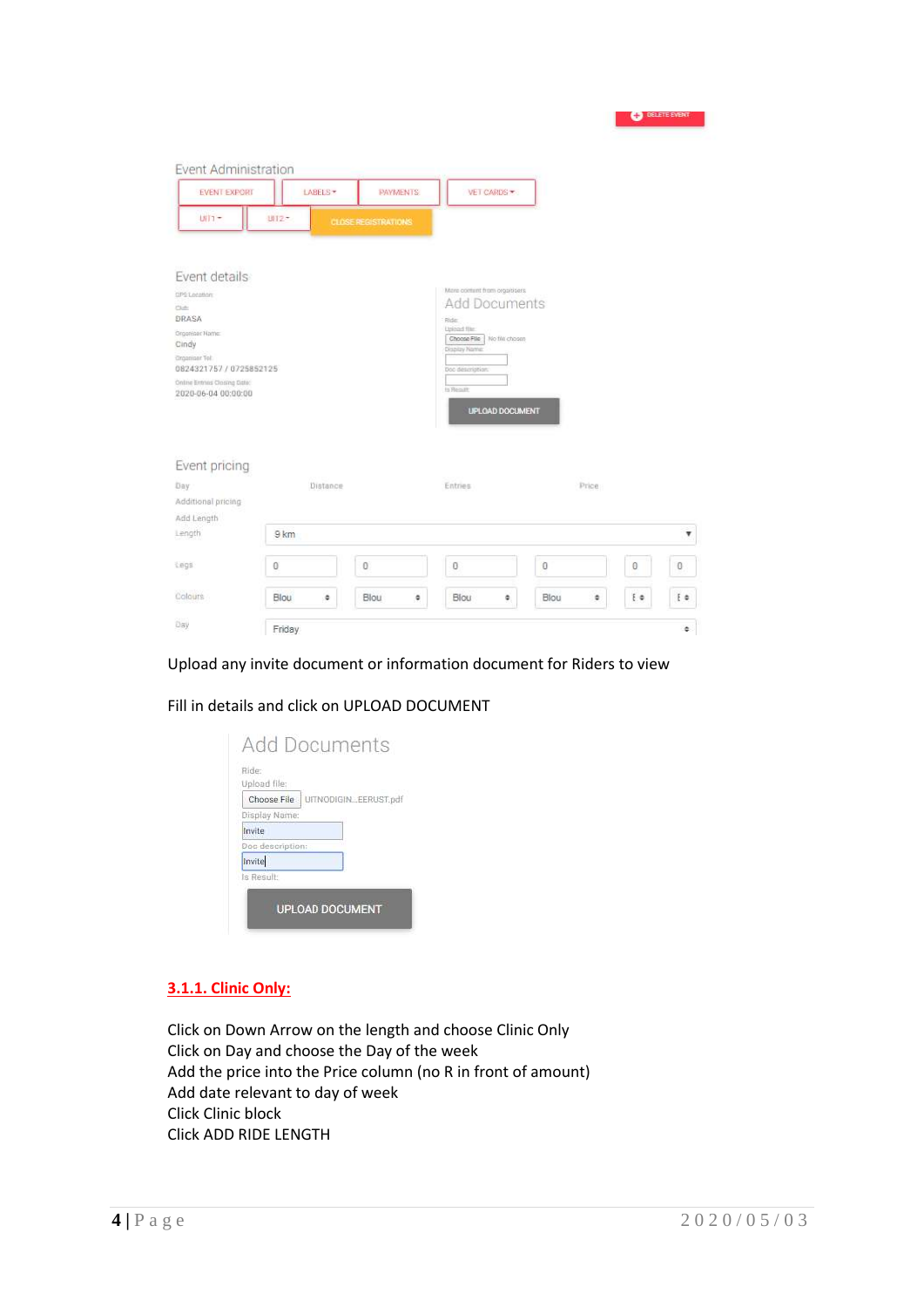DELETE EVENT

Event Administration

EVENT EXPORT | LABELS | PAYMENTS | VET CARDS

UIT1 | UIT2 | CLOSE REGISTRATIONS

Event details

GPS Location:

Club:
DRASA

Organiser Name:
Cindy

Organiser Tel:
0824321757 / 0725852125

Online Entries Closing Date:
2020-06-04 00:00:00

More content from organisers

Add Documents

Ride:
Upload file:
Choose File No file chosen
Display Name:
Doc description:
Is Result:

UPLOAD DOCUMENT

Event pricing

| Day | Distance | Entries | Price |
|---|---|---|---|

Additional pricing

Add Length

Length: 9 km

Legs: 0 0 0 0 0 0

Colours: Blou Blou Blou Blou

Day: Friday

Upload any invite document or information document for Riders to view

Fill in details and click on UPLOAD DOCUMENT

Add Documents

Ride:
Upload file:
Choose File UITNODIGIN...EERUST.pdf
Display Name:
Invite
Doc description:
Invite
Is Result:

UPLOAD DOCUMENT

### 3.1.1. Clinic Only:

Click on Down Arrow on the length and choose Clinic Only
Click on Day and choose the Day of the week
Add the price into the Price column (no R in front of amount)
Add date relevant to day of week
Click Clinic block
Click ADD RIDE LENGTH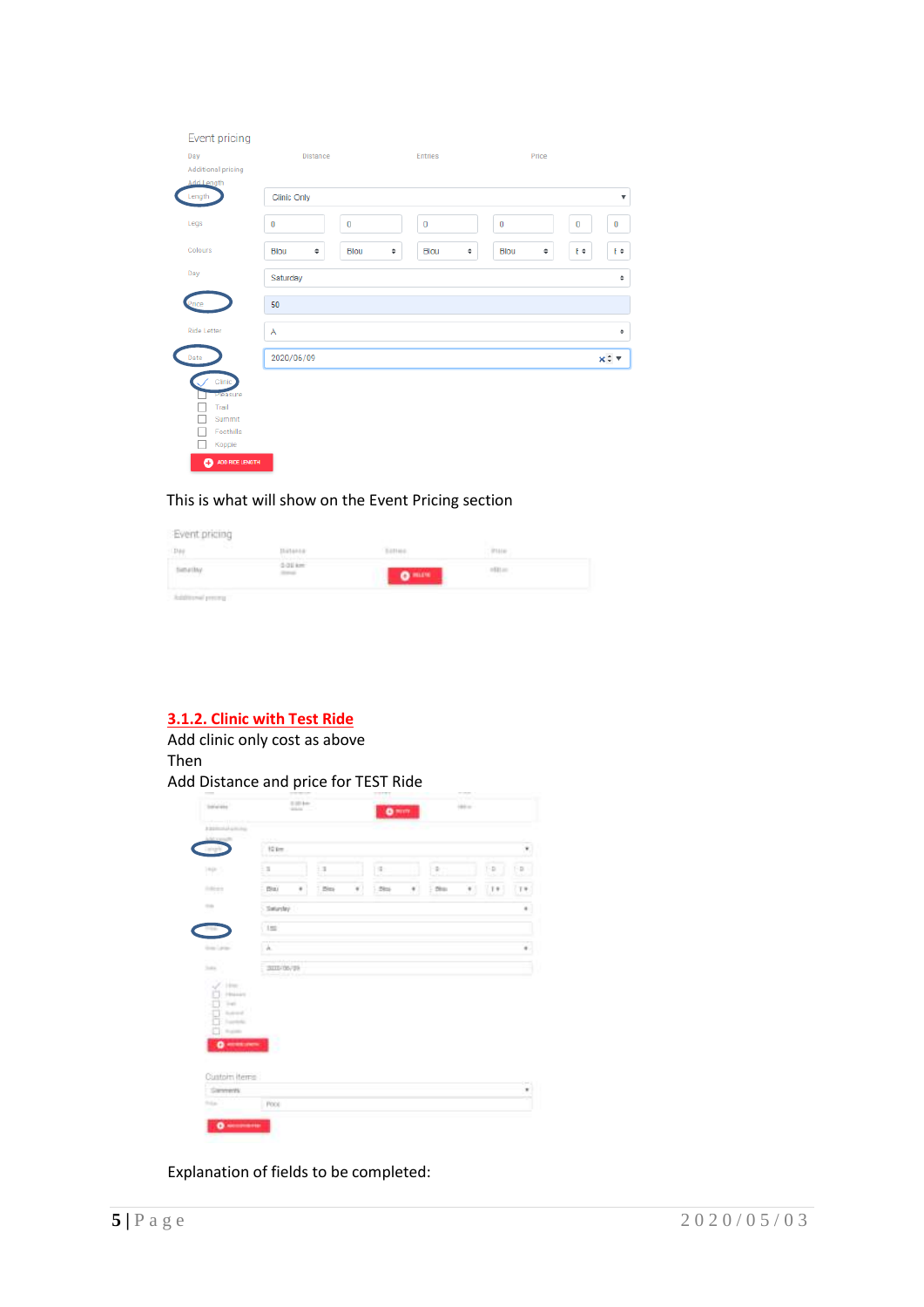This is what will show on the Event Pricing section

### 3.1.2. Clinic with Test Ride

Add clinic only cost as above

Then

Add Distance and price for TEST Ride

Explanation of fields to be completed: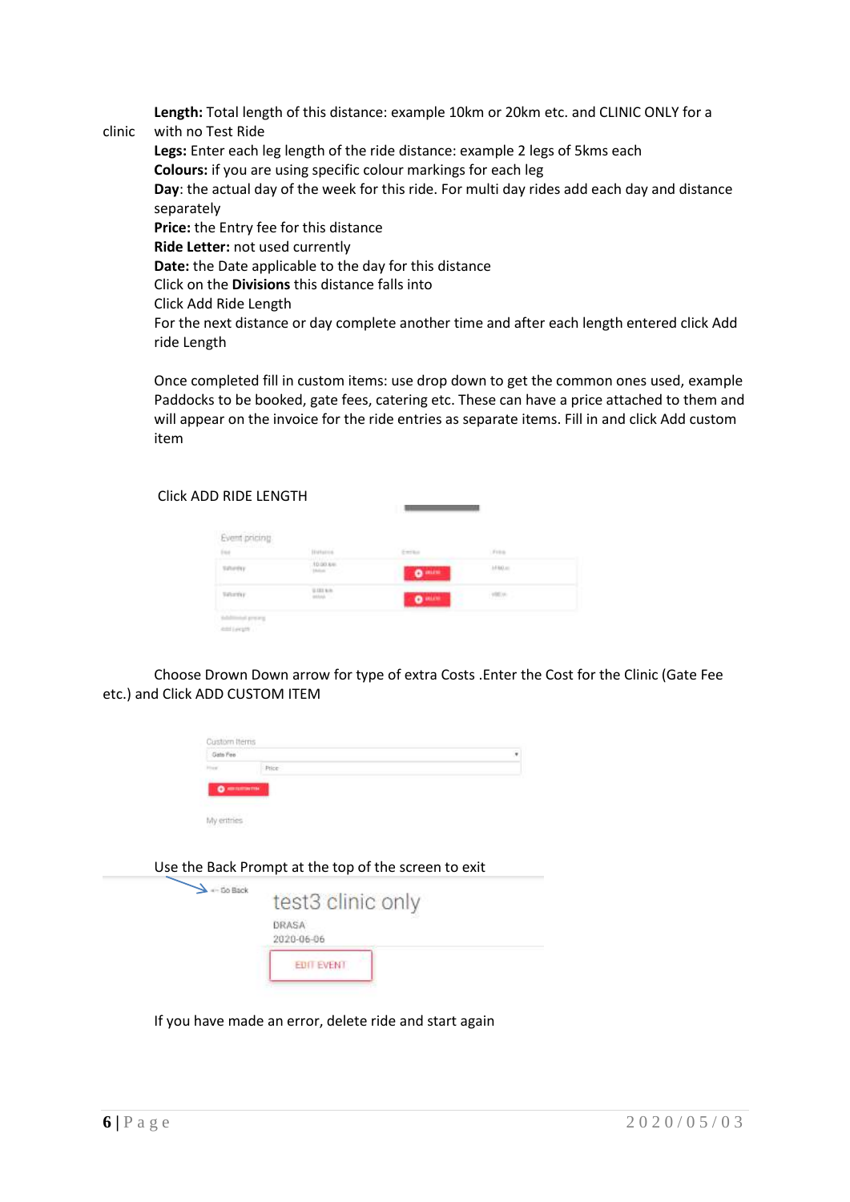**Length:** Total length of this distance: example 10km or 20km etc. and CLINIC ONLY for a clinic with no Test Ride

**Legs:** Enter each leg length of the ride distance: example 2 legs of 5kms each

**Colours:** if you are using specific colour markings for each leg

**Day**: the actual day of the week for this ride. For multi day rides add each day and distance separately

**Price:** the Entry fee for this distance

**Ride Letter:** not used currently

**Date:** the Date applicable to the day for this distance

Click on the **Divisions** this distance falls into

Click Add Ride Length

For the next distance or day complete another time and after each length entered click Add ride Length

Once completed fill in custom items: use drop down to get the common ones used, example Paddocks to be booked, gate fees, catering etc. These can have a price attached to them and will appear on the invoice for the ride entries as separate items. Fill in and click Add custom item

Click ADD RIDE LENGTH

Choose Drown Down arrow for type of extra Costs .Enter the Cost for the Clinic (Gate Fee etc.) and Click ADD CUSTOM ITEM

Use the Back Prompt at the top of the screen to exit

If you have made an error, delete ride and start again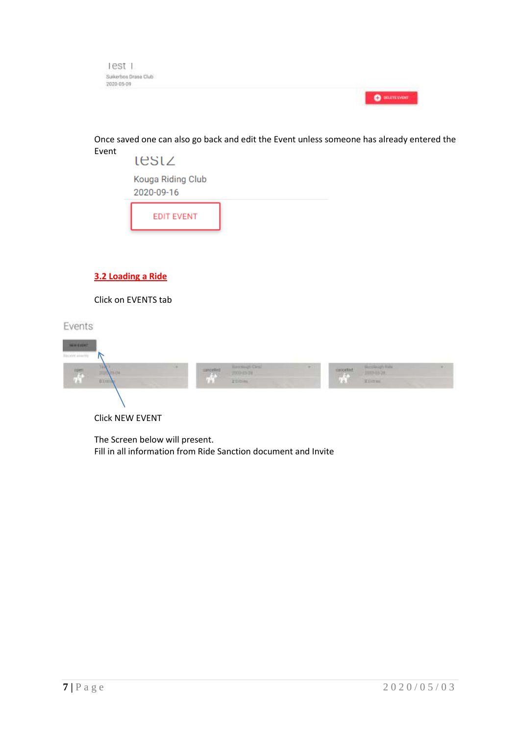Once saved one can also go back and edit the Event unless someone has already entered the Event

## 3.2 Loading a Ride

Click on EVENTS tab

Click NEW EVENT

The Screen below will present.
Fill in all information from Ride Sanction document and Invite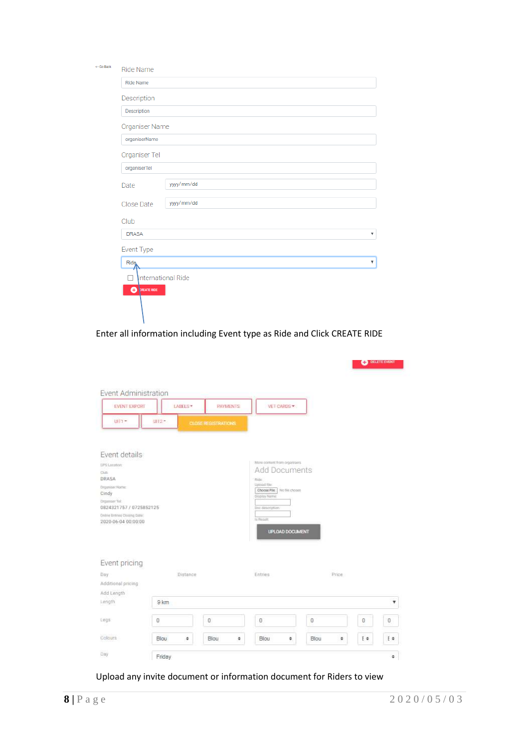← Go Back

Ride Name

Ride Name

Description

Description

Organiser Name

organiserName

Organiser Tel

organiserTel

Date yyyy/mm/dd

Close Date yyyy/mm/dd

Club

DRASA

Event Type

Ride

International Ride

CREATE RIDE

Enter all information including Event type as Ride and Click CREATE RIDE

DELETE EVENT

Event Administration

EVENT EXPORT | LABELS | PAYMENTS | VET CARDS
UIT1 | UIT2 | CLOSE REGISTRATIONS

Event details

GPS Location:

Club:
DRASA

Organiser Name:
Cindy

Organiser Tel:
0824321757 / 0725852125

Online Entries Closing Date:
2020-06-04 00:00:00

More content from organisers

Add Documents

Ride:
Upload file:
Choose File No file chosen
Display Name:
Doc description:
Is Result:

UPLOAD DOCUMENT

Event pricing

Day | Distance | Entries | Price

Additional pricing

Add Length

Length 9 km

Legs 0 0 0 0 0 0

Colours Blou Blou Blou Blou

Day Friday

Upload any invite document or information document for Riders to view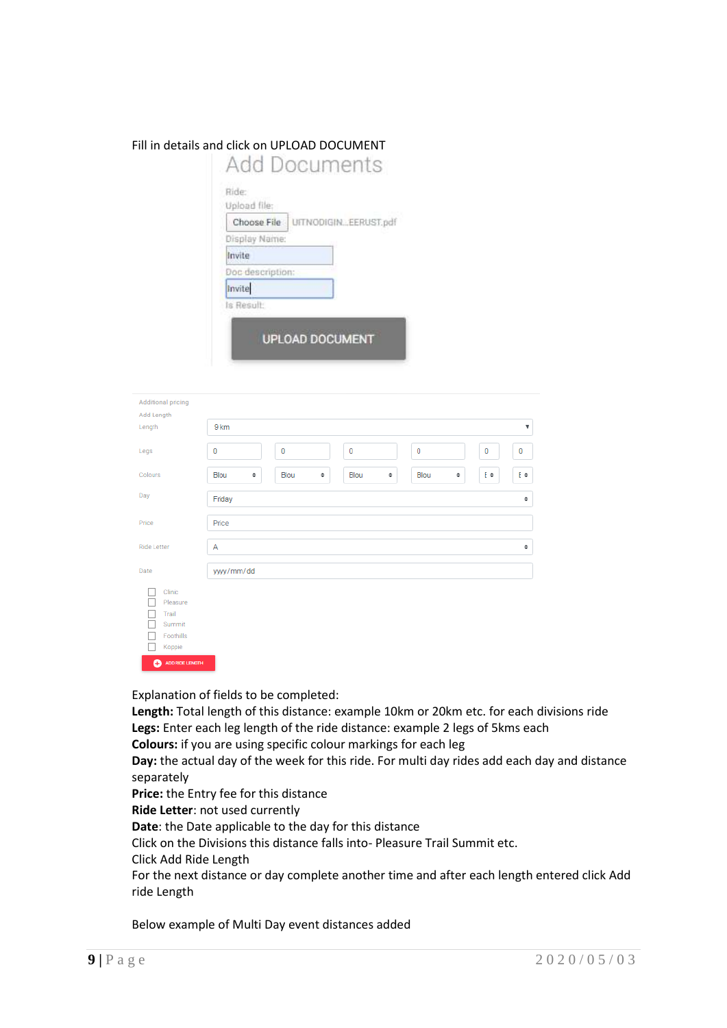Fill in details and click on UPLOAD DOCUMENT

Add Documents

Ride:

Upload file:

Choose File UITNODIGIN...EERUST.pdf

Display Name:

Invite

Doc description:

Invite

Is Result:

UPLOAD DOCUMENT

Additional pricing

Add Length

| | | | | | | |
|---|---|---|---|---|---|---|
| Length | 9 km | | | | | |
| Legs | 0 | 0 | 0 | 0 | 0 | 0 |
| Colours | Blou | Blou | Blou | Blou | E | E |
| Day | Friday | | | | | |
| Price | Price | | | | | |
| Ride Letter | A | | | | | |
| Date | yyyy/mm/dd | | | | | |

- Clinic
- Pleasure
- Trail
- Summit
- Foothills
- Koppie

ADD RIDE LENGTH

Explanation of fields to be completed:

**Length:** Total length of this distance: example 10km or 20km etc. for each divisions ride

**Legs:** Enter each leg length of the ride distance: example 2 legs of 5kms each

**Colours:** if you are using specific colour markings for each leg

**Day:** the actual day of the week for this ride. For multi day rides add each day and distance separately

**Price:** the Entry fee for this distance

**Ride Letter**: not used currently

**Date**: the Date applicable to the day for this distance

Click on the Divisions this distance falls into- Pleasure Trail Summit etc.

Click Add Ride Length

For the next distance or day complete another time and after each length entered click Add ride Length

Below example of Multi Day event distances added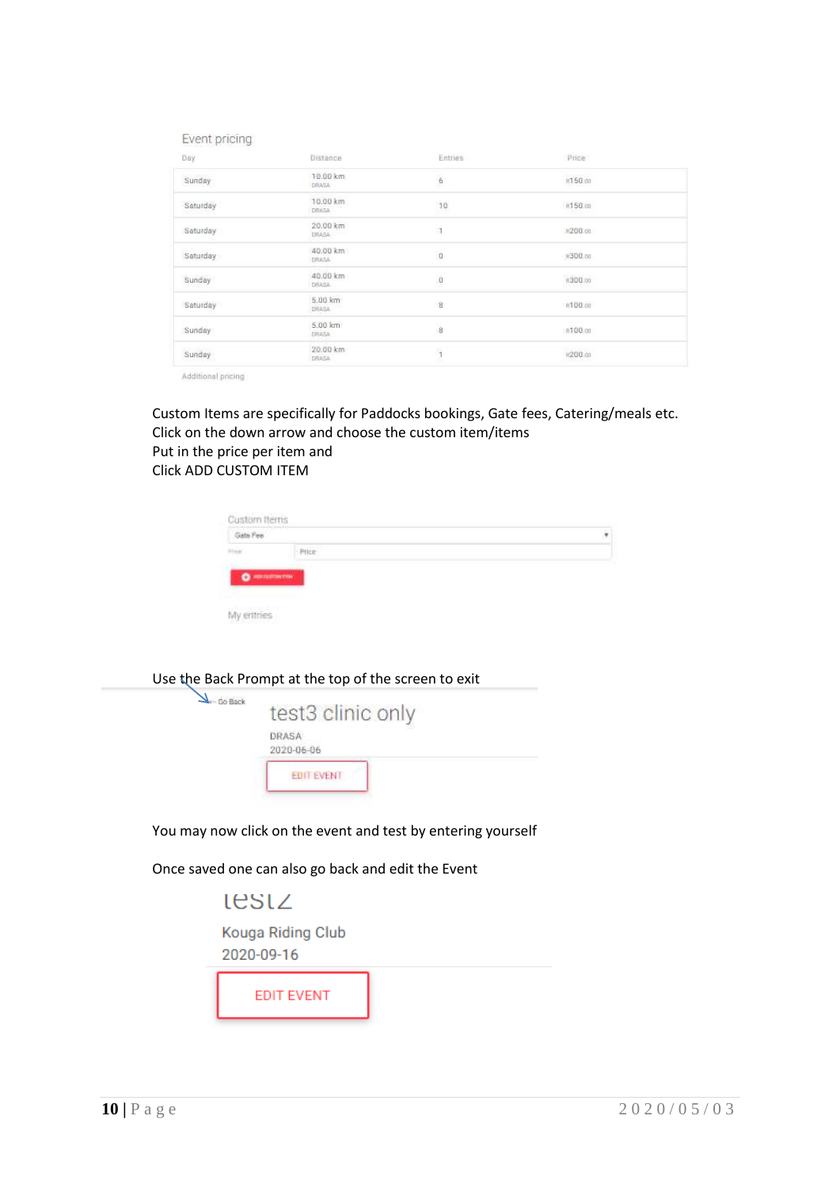Event pricing

| Day | Distance | Entries | Price |
|---|---|---|---|
| Sunday | 10.00 km DRASA | 6 | R150.00 |
| Saturday | 10.00 km DRASA | 10 | R150.00 |
| Saturday | 20.00 km DRASA | 1 | R200.00 |
| Saturday | 40.00 km DRASA | 0 | R300.00 |
| Sunday | 40.00 km DRASA | 0 | R300.00 |
| Saturday | 5.00 km DRASA | 8 | R100.00 |
| Sunday | 5.00 km DRASA | 8 | R100.00 |
| Sunday | 20.00 km DRASA | 1 | R200.00 |

Additional pricing

Custom Items are specifically for Paddocks bookings, Gate fees, Catering/meals etc.
Click on the down arrow and choose the custom item/items
Put in the price per item and
Click ADD CUSTOM ITEM

Custom Items

Gate Fee

Price

ADD CUSTOM ITEM

My entries

Use the Back Prompt at the top of the screen to exit

← Go Back

test3 clinic only

DRASA

2020-06-06

EDIT EVENT

You may now click on the event and test by entering yourself

Once saved one can also go back and edit the Event

test2

Kouga Riding Club

2020-09-16

EDIT EVENT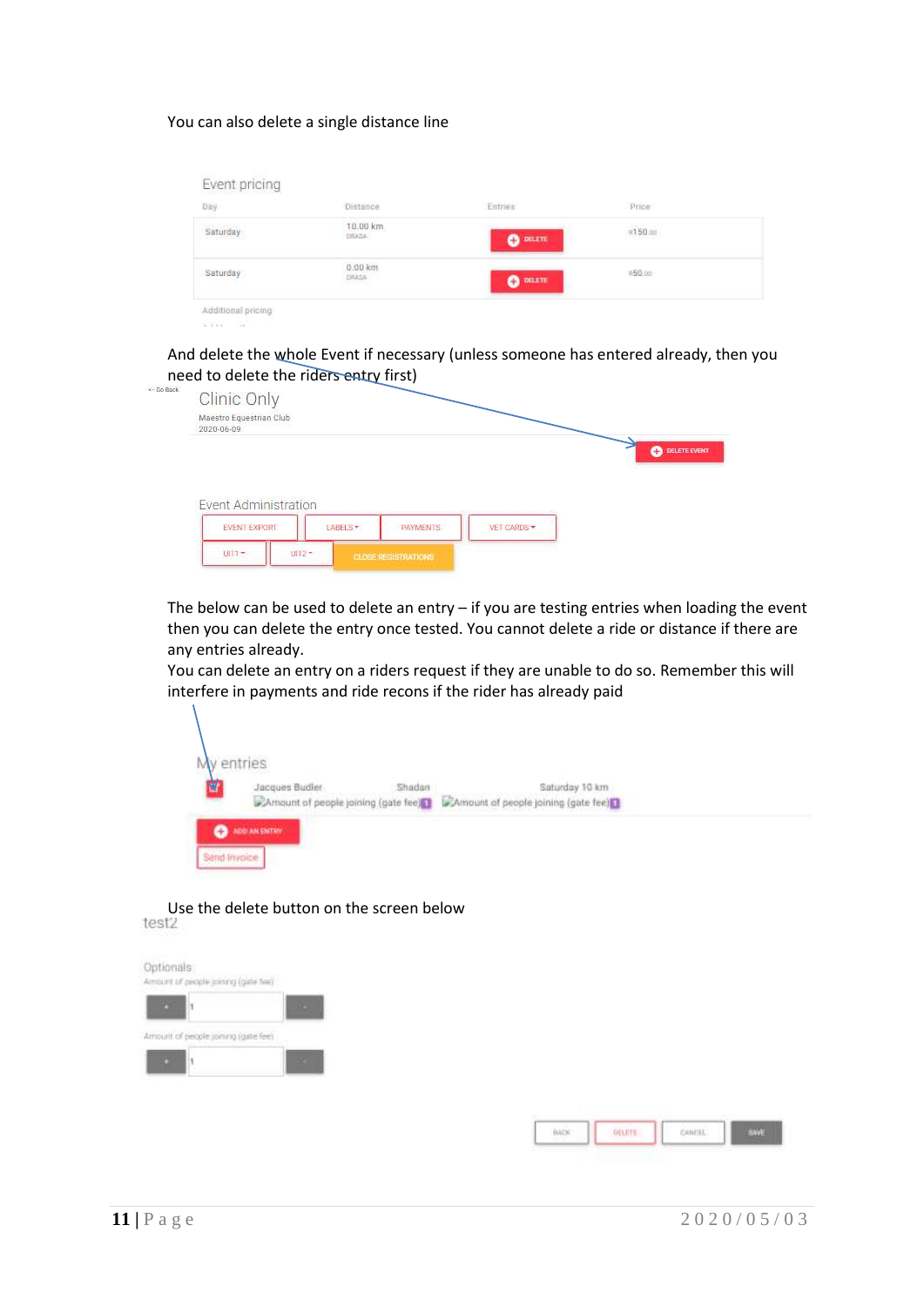You can also delete a single distance line

Event pricing

| Day | Distance | Entries | Price |
|---|---|---|---|
| Saturday | 10.00 km DRASA | DELETE | R150.00 |
| Saturday | 0.00 km DRASA | DELETE | R50.00 |

Additional pricing

And delete the whole Event if necessary (unless someone has entered already, then you need to delete the riders entry first)

<- Go Back

Clinic Only

Maestro Equestrian Club

2020-06-09

DELETE EVENT

Event Administration

EVENT EXPORT | LABELS | PAYMENTS | VET CARDS | UIT1 | UIT2 | CLOSE REGISTRATIONS

The below can be used to delete an entry – if you are testing entries when loading the event then you can delete the entry once tested. You cannot delete a ride or distance if there are any entries already.

You can delete an entry on a riders request if they are unable to do so. Remember this will interfere in payments and ride recons if the rider has already paid

My entries

Jacques Budler | Shadan | Saturday 10 km

Amount of people joining (gate fee) 1 | Amount of people joining (gate fee) 1

ADD AN ENTRY

Send Invoice

Use the delete button on the screen below

test2

Optionals

Amount of people joining (gate fee)

Amount of people joining (gate fee)

BACK | DELETE | CANCEL | SAVE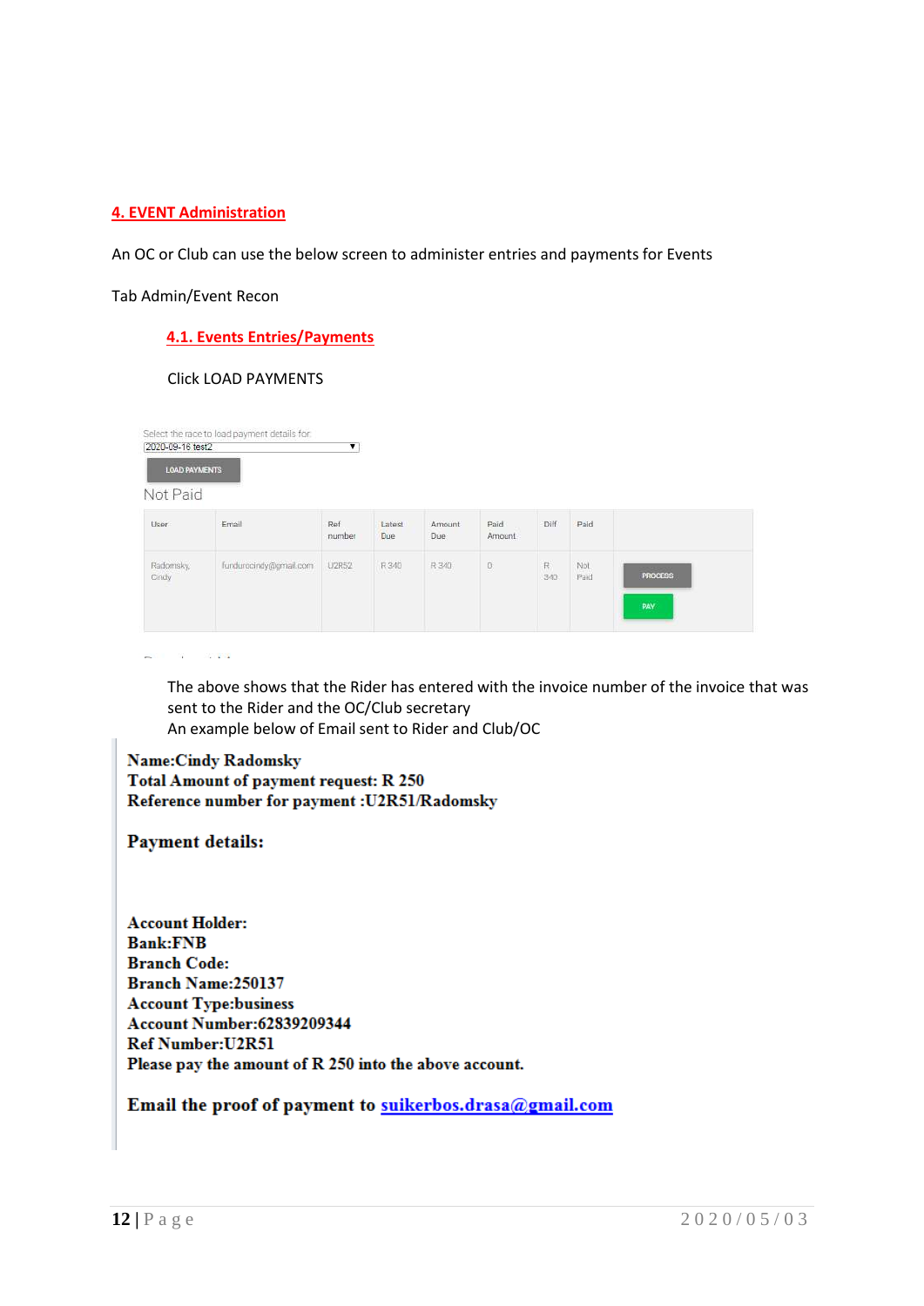## 4. EVENT Administration

An OC or Club can use the below screen to administer entries and payments for Events

Tab Admin/Event Recon

### 4.1. Events Entries/Payments

Click LOAD PAYMENTS

Select the race to load payment details for

2020-09-16 test2

LOAD PAYMENTS

Not Paid

| User | Email | Ref number | Latest Due | Amount Due | Paid Amount | Diff | Paid | |
|---|---|---|---|---|---|---|---|---|
| Radomsky, Cindy | fundurocindy@gmail.com | U2R52 | R 340 | R 340 | 0 | R 340 | Not Paid | PROCESS PAY |

The above shows that the Rider has entered with the invoice number of the invoice that was sent to the Rider and the OC/Club secretary

An example below of Email sent to Rider and Club/OC

**Name:Cindy Radomsky**
**Total Amount of payment request: R 250**
**Reference number for payment :U2R51/Radomsky**

**Payment details:**

**Account Holder:**
**Bank:FNB**
**Branch Code:**
**Branch Name:250137**
**Account Type:business**
**Account Number:62839209344**
**Ref Number:U2R51**
**Please pay the amount of R 250 into the above account.**

**Email the proof of payment to suikerbos.drasa@gmail.com**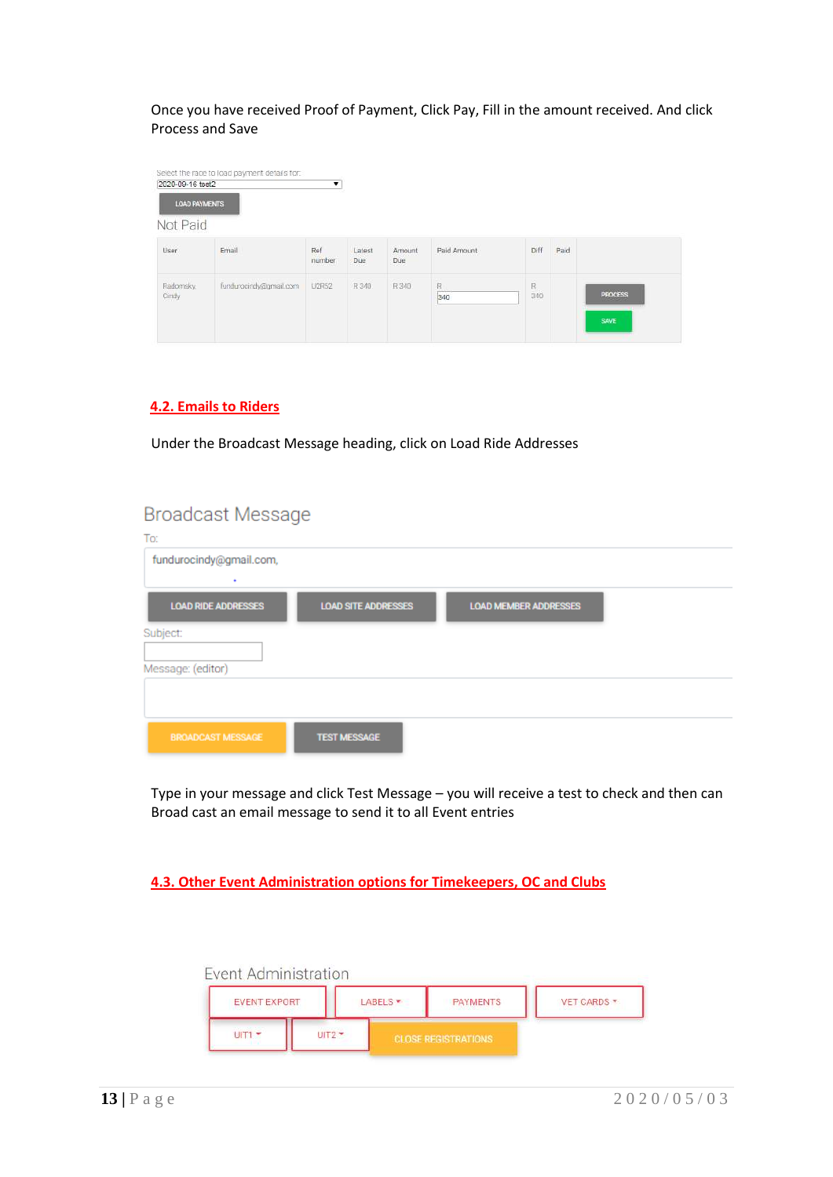Once you have received Proof of Payment, Click Pay, Fill in the amount received. And click Process and Save

Select the race to load payment details for:

2020-09-16 test2

LOAD PAYMENTS

Not Paid

| User | Email | Ref number | Latest Due | Amount Due | Paid Amount | Diff | Paid | |
|---|---|---|---|---|---|---|---|---|
| Radomsky, Cindy | fundurocindy@gmail.com | U2R52 | R 340 | R 340 | R 340 | R 340 | | PROCESS SAVE |

## 4.2. Emails to Riders

Under the Broadcast Message heading, click on Load Ride Addresses

Broadcast Message

To:

fundurocindy@gmail.com,

LOAD RIDE ADDRESSES | LOAD SITE ADDRESSES | LOAD MEMBER ADDRESSES

Subject:

Message: (editor)

BROADCAST MESSAGE | TEST MESSAGE

Type in your message and click Test Message – you will receive a test to check and then can Broad cast an email message to send it to all Event entries

## 4.3. Other Event Administration options for Timekeepers, OC and Clubs

Event Administration

EVENT EXPORT | LABELS | PAYMENTS | VET CARDS

UIT1 | UIT2 | CLOSE REGISTRATIONS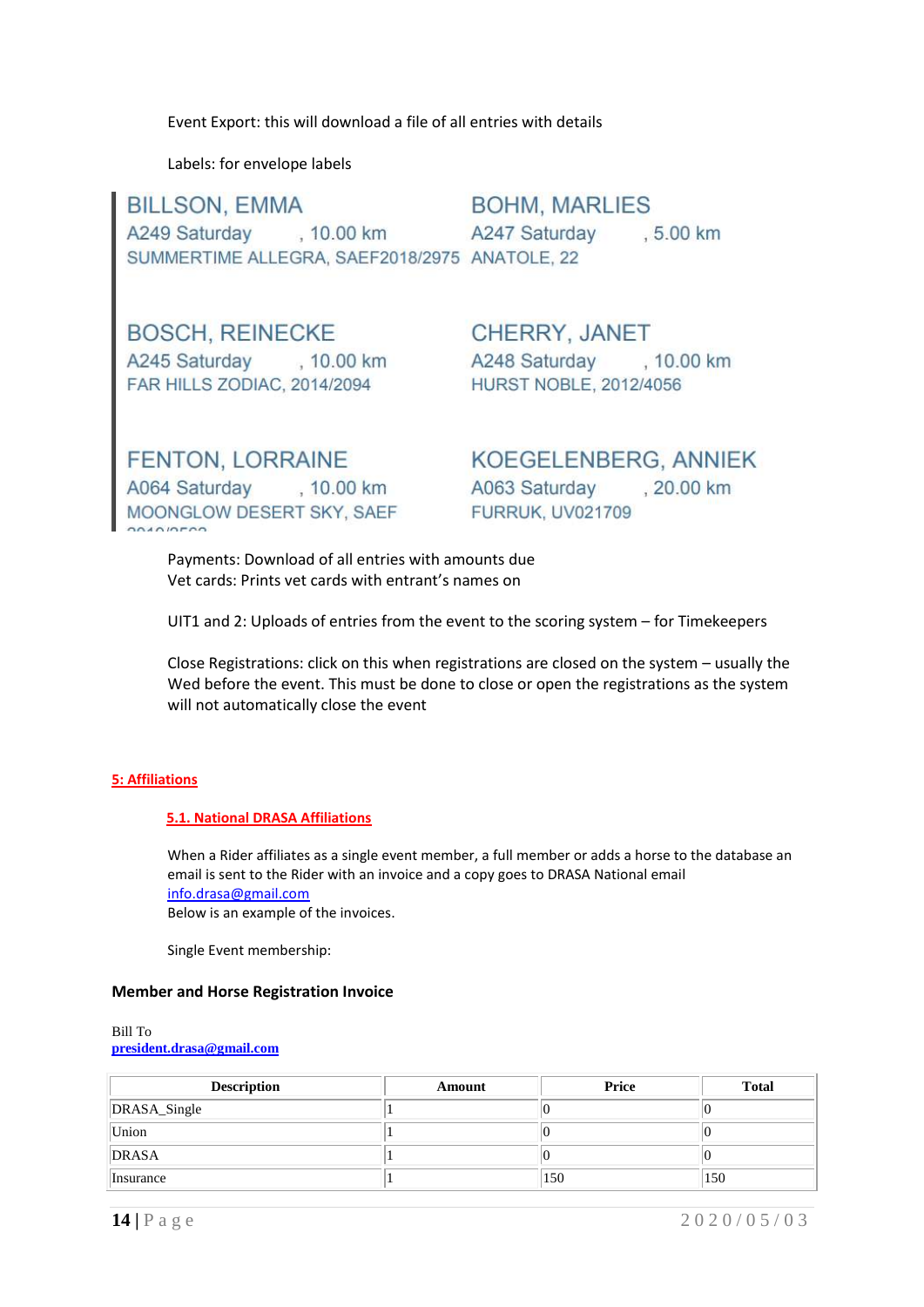Event Export: this will download a file of all entries with details

Labels: for envelope labels

BILLSON, EMMA
A249 Saturday , 10.00 km
SUMMERTIME ALLEGRA, SAEF2018/2975

BOHM, MARLIES
A247 Saturday , 5.00 km
ANATOLE, 22

BOSCH, REINECKE
A245 Saturday , 10.00 km
FAR HILLS ZODIAC, 2014/2094

CHERRY, JANET
A248 Saturday , 10.00 km
HURST NOBLE, 2012/4056

FENTON, LORRAINE
A064 Saturday , 10.00 km
MOONGLOW DESERT SKY, SAEF 2019/2563

KOEGELENBERG, ANNIEK
A063 Saturday , 20.00 km
FURRUK, UV021709

Payments: Download of all entries with amounts due
Vet cards: Prints vet cards with entrant's names on

UIT1 and 2: Uploads of entries from the event to the scoring system – for Timekeepers

Close Registrations: click on this when registrations are closed on the system – usually the Wed before the event. This must be done to close or open the registrations as the system will not automatically close the event

## 5: Affiliations

### 5.1. National DRASA Affiliations

When a Rider affiliates as a single event member, a full member or adds a horse to the database an email is sent to the Rider with an invoice and a copy goes to DRASA National email info.drasa@gmail.com
Below is an example of the invoices.

Single Event membership:

**Member and Horse Registration Invoice**

Bill To
**president.drasa@gmail.com**

| Description | Amount | Price | Total |
|---|---|---|---|
| DRASA_Single | 1 | 0 | 0 |
| Union | 1 | 0 | 0 |
| DRASA | 1 | 0 | 0 |
| Insurance | 1 | 150 | 150 |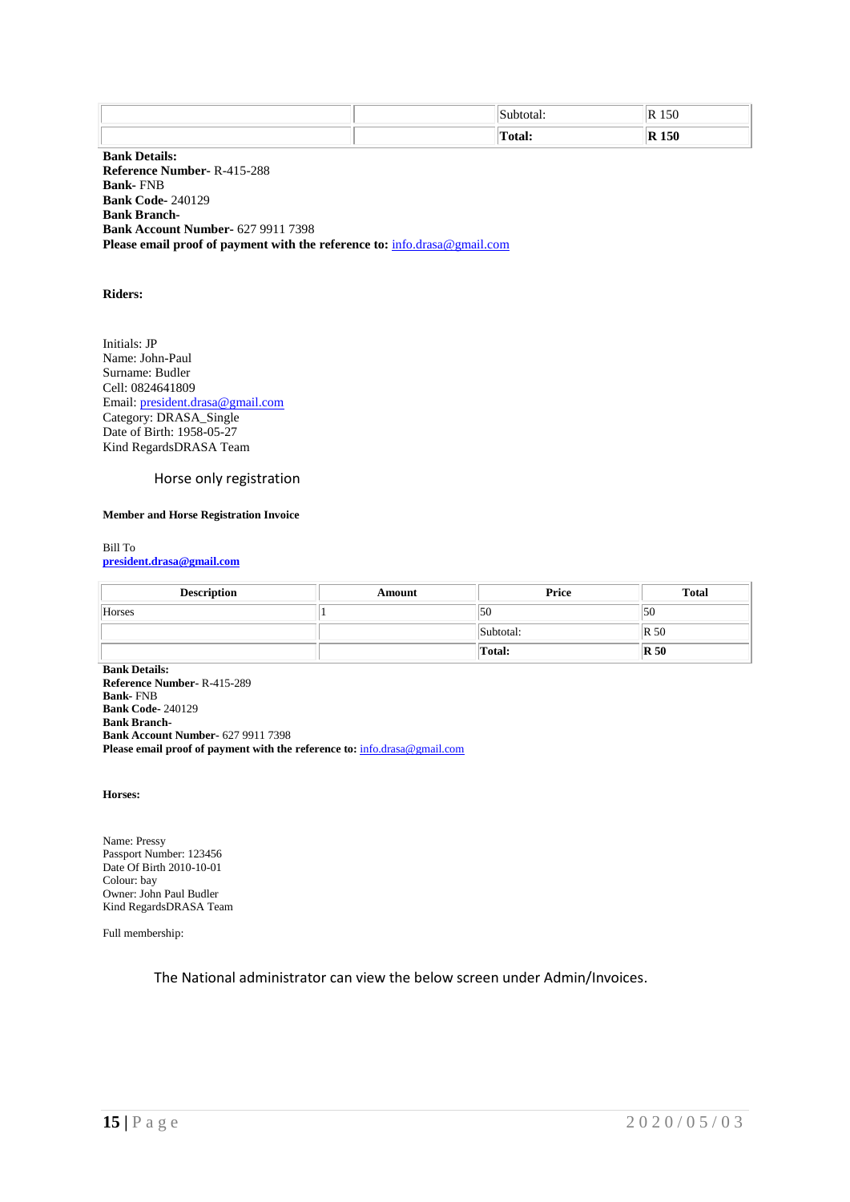| | | Subtotal: | R 150 |
|---|---|---|---|
| | | **Total:** | **R 150** |

**Bank Details:**
**Reference Number-** R-415-288
**Bank-** FNB
**Bank Code-** 240129
**Bank Branch-**
**Bank Account Number-** 627 9911 7398
**Please email proof of payment with the reference to:** info.drasa@gmail.com

**Riders:**

Initials: JP
Name: John-Paul
Surname: Budler
Cell: 0824641809
Email: president.drasa@gmail.com
Category: DRASA_Single
Date of Birth: 1958-05-27
Kind RegardsDRASA Team

Horse only registration

**Member and Horse Registration Invoice**

Bill To
**president.drasa@gmail.com**

| Description | Amount | Price | Total |
|---|---|---|---|
| Horses | 1 | 50 | 50 |
| | | Subtotal: | R 50 |
| | | **Total:** | **R 50** |

**Bank Details:**
**Reference Number-** R-415-289
**Bank-** FNB
**Bank Code-** 240129
**Bank Branch-**
**Bank Account Number-** 627 9911 7398
**Please email proof of payment with the reference to:** info.drasa@gmail.com

**Horses:**

Name: Pressy
Passport Number: 123456
Date Of Birth 2010-10-01
Colour: bay
Owner: John Paul Budler
Kind RegardsDRASA Team

Full membership:

The National administrator can view the below screen under Admin/Invoices.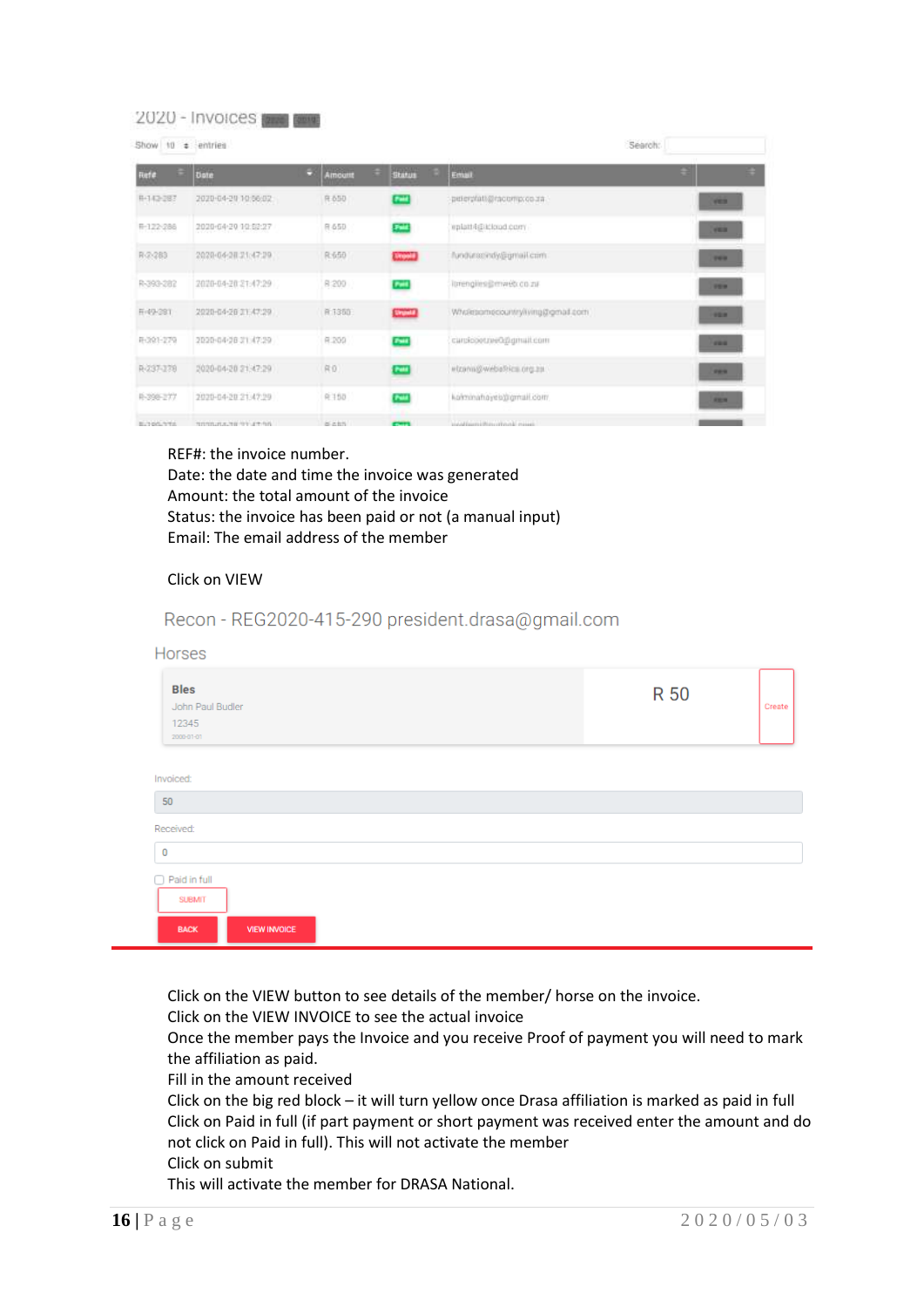2020 - Invoices 2020 2019

Show 10 entries Search:

| Ref# | Date | Amount | Status | Email | |
|---|---|---|---|---|---|
| R-143-287 | 2020-04-29 10:56:02 | R 650 | Paid | peterplatt@racomp.co.za | VIEW |
| R-122-286 | 2020-04-29 10:52:27 | R 650 | Paid | eplatt4@icloud.com | VIEW |
| R-2-283 | 2020-04-28 21:47:29 | R 650 | Unpaid | fundurocindy@gmail.com | VIEW |
| R-393-282 | 2020-04-28 21:47:29 | R 200 | Paid | lorengies@mweb.co.za | VIEW |
| R-49-281 | 2020-04-28 21:47:29 | R 1350 | Unpaid | Wholesomecountryliving@gmail.com | VIEW |
| R-391-279 | 2020-04-28 21:47:29 | R 200 | Paid | carolcoetzee0@gmail.com | VIEW |
| R-237-278 | 2020-04-28 21:47:29 | R 0 | Paid | elzana@webafrica.org.za | VIEW |
| R-398-277 | 2020-04-28 21:47:29 | R 150 | Paid | kalminahayes@gmail.com | VIEW |

REF#: the invoice number.
Date: the date and time the invoice was generated
Amount: the total amount of the invoice
Status: the invoice has been paid or not (a manual input)
Email: The email address of the member

Click on VIEW

Recon - REG2020-415-290 president.drasa@gmail.com

Horses

Bles
John Paul Budler
12345
2000-01-01

R 50 Create

Invoiced:
50

Received:
0

Paid in full

SUBMIT

BACK VIEW INVOICE

Click on the VIEW button to see details of the member/ horse on the invoice.
Click on the VIEW INVOICE to see the actual invoice
Once the member pays the Invoice and you receive Proof of payment you will need to mark the affiliation as paid.
Fill in the amount received
Click on the big red block – it will turn yellow once Drasa affiliation is marked as paid in full
Click on Paid in full (if part payment or short payment was received enter the amount and do not click on Paid in full). This will not activate the member
Click on submit
This will activate the member for DRASA National.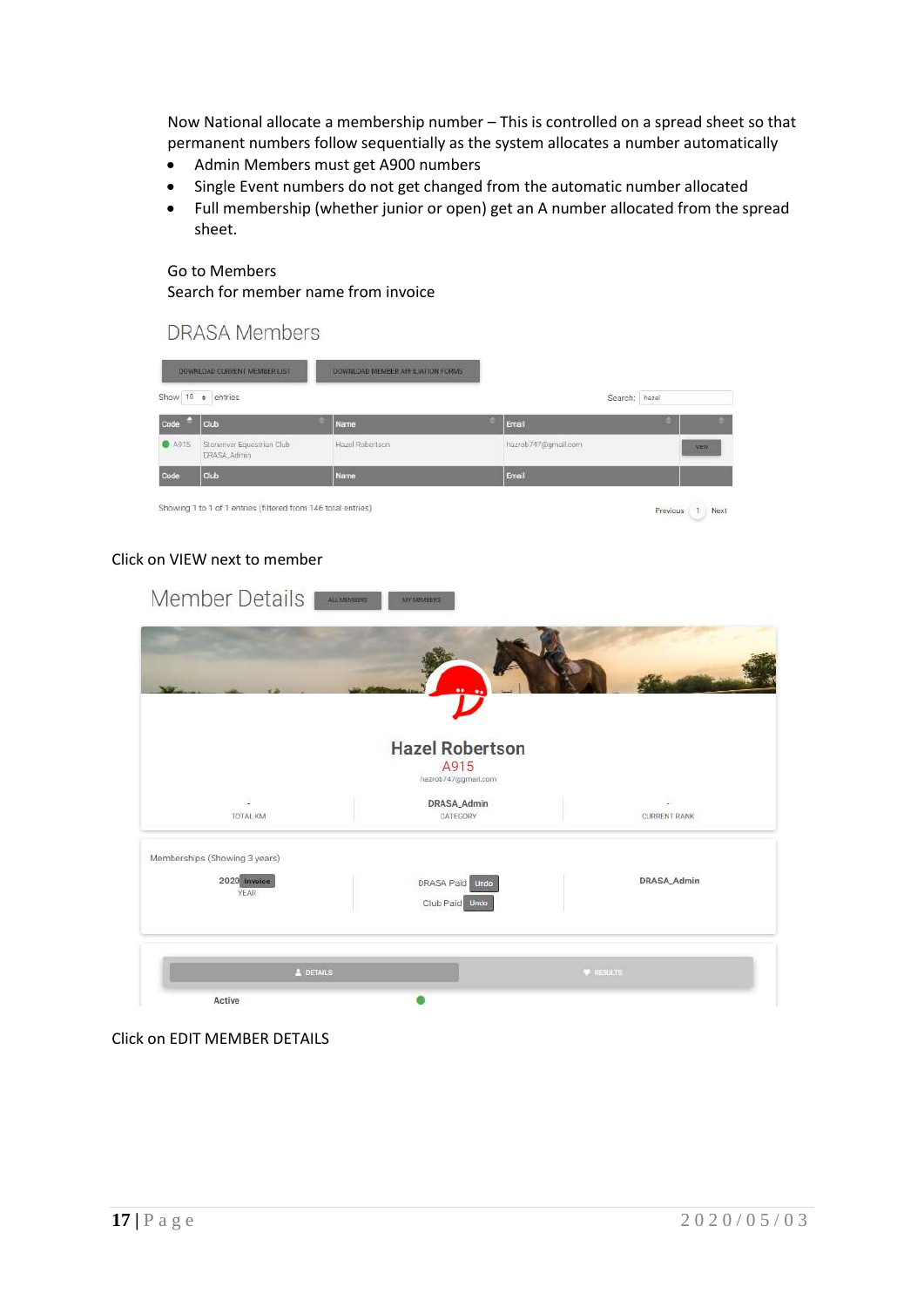Now National allocate a membership number – This is controlled on a spread sheet so that permanent numbers follow sequentially as the system allocates a number automatically

- Admin Members must get A900 numbers
- Single Event numbers do not get changed from the automatic number allocated
- Full membership (whether junior or open) get an A number allocated from the spread sheet.

Go to Members

Search for member name from invoice

DRASA Members

DOWNLOAD CURRENT MEMBER LIST | DOWNLOAD MEMBER AFFILIATION FORMS

Show 10 entries | Search: hazel

| Code | Club | Name | Email | |
|---|---|---|---|---|
| A915 | Stoneriver Equestrian Club DRASA_Admin | Hazel Robertson | hazrob747@gmail.com | VIEW |
| Code | Club | Name | Email | |

Showing 1 to 1 of 1 entries (filtered from 146 total entries)

Previous 1 Next

Click on VIEW next to member

Member Details | ALL MEMBERS | MY MEMBERS

**Hazel Robertson**

A915

hazrob747@gmail.com

| - | DRASA_Admin | - |
|---|---|---|
| TOTAL KM | CATEGORY | CURRENT RANK |

Memberships (Showing 3 years)

| 2020 Invoice YEAR | DRASA Paid Undo<br>Club Paid Undo | DRASA_Admin |
|---|---|---|

DETAILS | RESULTS

Active

Click on EDIT MEMBER DETAILS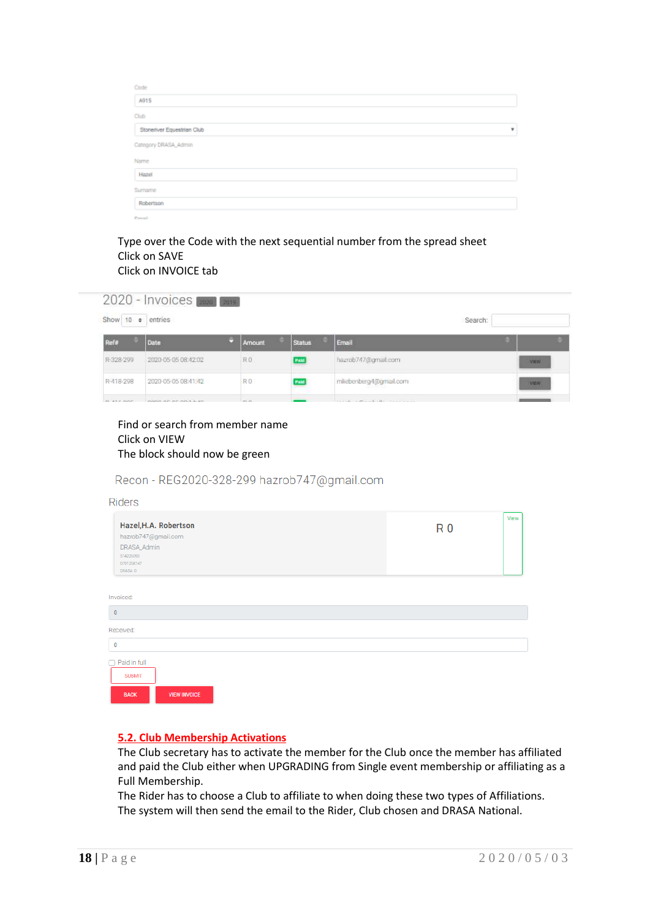Code

A915

Club

Stoneriver Equestrian Club

Category DRASA_Admin

Name

Hazel

Surname

Robertson

Type over the Code with the next sequential number from the spread sheet
Click on SAVE
Click on INVOICE tab

2020 - Invoices 2020 2019

Show 10 entries Search:

| Ref# | Date | Amount | Status | Email | |
|---|---|---|---|---|---|
| R-328-299 | 2020-05-05 08:42:02 | R 0 | Paid | hazrob747@gmail.com | VIEW |
| R-418-298 | 2020-05-05 08:41:42 | R 0 | Paid | mliebenberg4@gmail.com | VIEW |

Find or search from member name
Click on VIEW
The block should now be green

Recon - REG2020-328-299 hazrob747@gmail.com

Riders

| Hazel,H.A. Robertson<br>hazrob747@gmail.com<br>DRASA_Admin | R 0 | View |
|---|---|---|

Invoiced:

0

Received:

0

Paid in full

SUBMIT

BACK VIEW INVOICE

## 5.2. Club Membership Activations

The Club secretary has to activate the member for the Club once the member has affiliated and paid the Club either when UPGRADING from Single event membership or affiliating as a Full Membership.
The Rider has to choose a Club to affiliate to when doing these two types of Affiliations.
The system will then send the email to the Rider, Club chosen and DRASA National.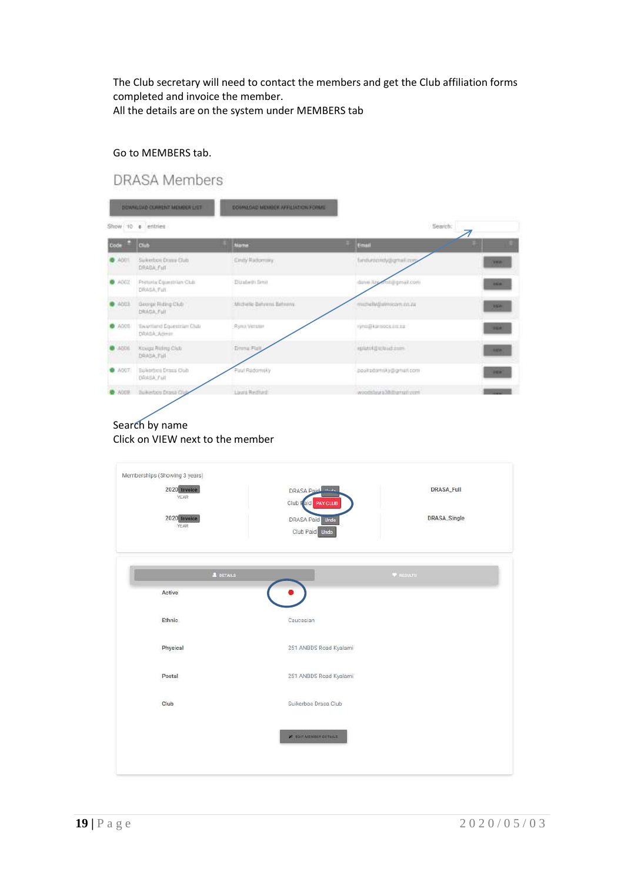The Club secretary will need to contact the members and get the Club affiliation forms completed and invoice the member.
All the details are on the system under MEMBERS tab

Go to MEMBERS tab.

## DRASA Members

DOWNLOAD CURRENT MEMBER LIST | DOWNLOAD MEMBER AFFILIATION FORMS

Show 10 entries | Search:

| Code | Club | Name | Email | |
|---|---|---|---|---|
| A001 | Suikerbos Drasa Club DRASA_Full | Cindy Radomsky | funduroscindy@gmail.com | VIEW |
| A002 | Pretoria Equestrian Club DRASA_Full | Elizabeth Smit | | VIEW |
| A003 | George Riding Club DRASA_Full | Michelle Behrens Behrens | | VIEW |
| A005 | Swartland Equestrian Club DRASA_Admin | Ryno Verster | | VIEW |
| A006 | Kouga Riding Club DRASA_Full | Emma Platt | | VIEW |
| A007 | Suikerbos Drasa Club DRASA_Full | Paul Radomsky | | VIEW |
| A008 | Suikerbos Drasa Club | Laura Redford | | VIEW |

Search by name
Click on VIEW next to the member

Memberships (Showing 3 years)

| | | |
|---|---|---|
| 2020 Invoice YEAR | DRASA Paid Undo / Club Paid PAY CLUB | DRASA_Full |
| 2020 Invoice YEAR | DRASA Paid Undo / Club Paid Undo | DRASA_Single |

DETAILS | RESULTS

| | |
|---|---|
| Active | ● |
| Ethnic | Caucasian |
| Physical | 251 ANBDS Road Kyalami |
| Postal | 251 ANBDS Road Kyalami |
| Club | Suikerbos Drasa Club |

EDIT MEMBER DETAILS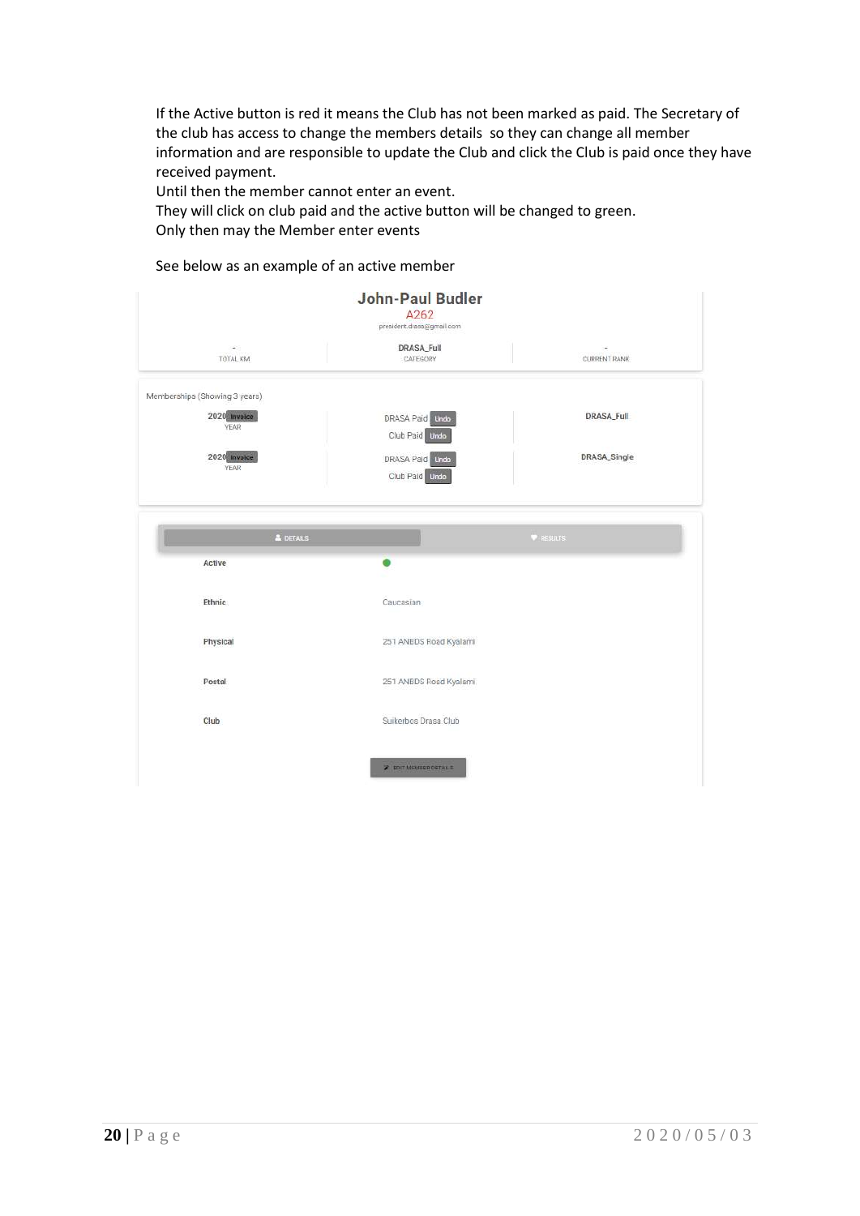If the Active button is red it means the Club has not been marked as paid. The Secretary of the club has access to change the members details so they can change all member information and are responsible to update the Club and click the Club is paid once they have received payment.
Until then the member cannot enter an event.
They will click on club paid and the active button will be changed to green.
Only then may the Member enter events

See below as an example of an active member

**John-Paul Budler**
A262
president.drasa@gmail.com

| - | DRASA_Full | - |
|---|---|---|
| TOTAL KM | CATEGORY | CURRENT RANK |

Memberships (Showing 3 years)

| | | |
|---|---|---|
| 2020 Invoice YEAR | DRASA Paid Undo Club Paid Undo | DRASA_Full |
| 2020 Invoice YEAR | DRASA Paid Undo Club Paid Undo | DRASA_Single |

DETAILS | RESULTS

| | |
|---|---|
| Active | ● |
| Ethnic | Caucasian |
| Physical | 251 ANBDS Road Kyalami |
| Postal | 251 ANBDS Road Kyalami |
| Club | Suikerbos Drasa Club |

EDIT MEMBER DETAILS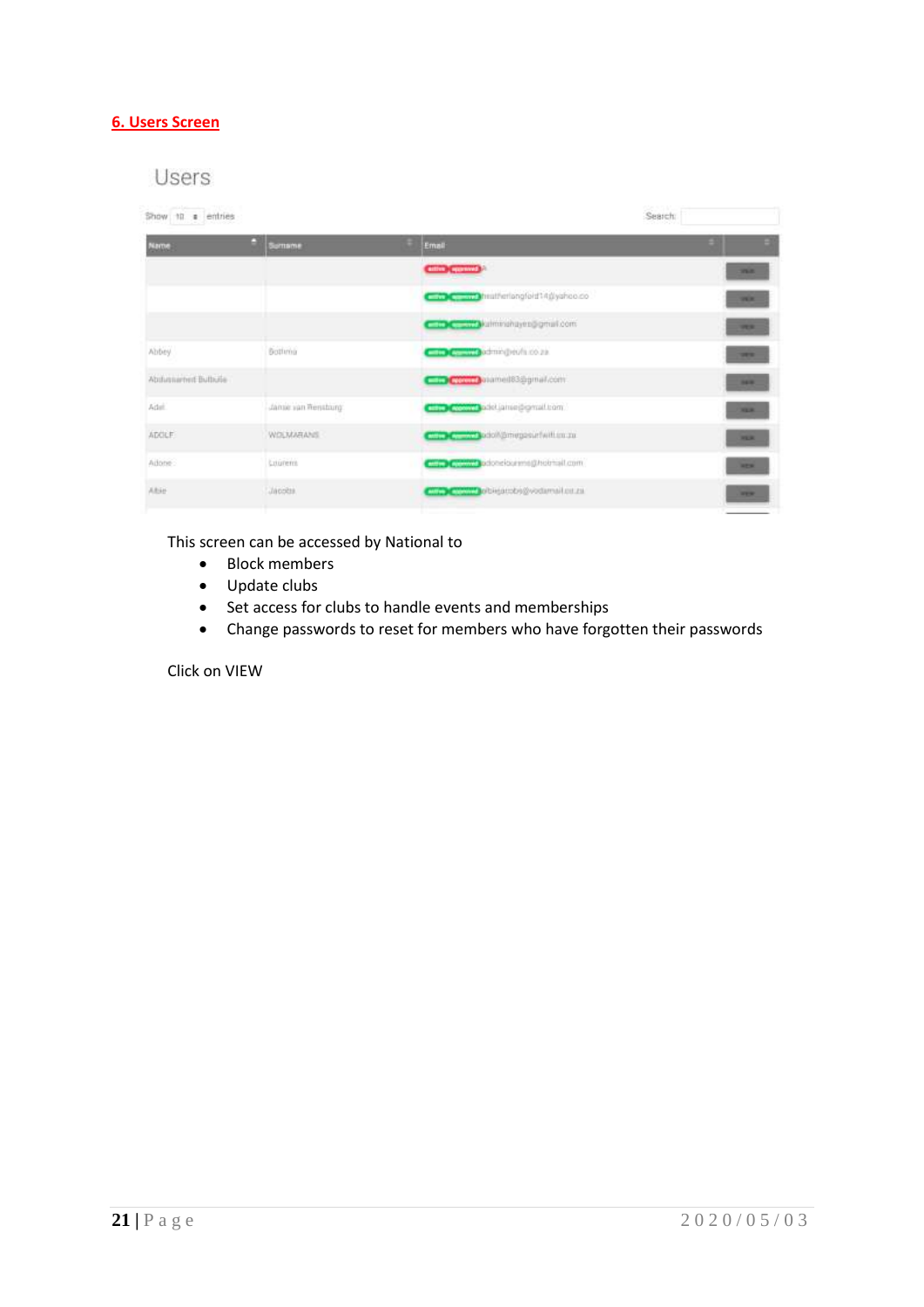## 6. Users Screen

This screen can be accessed by National to

- Block members
- Update clubs
- Set access for clubs to handle events and memberships
- Change passwords to reset for members who have forgotten their passwords

Click on VIEW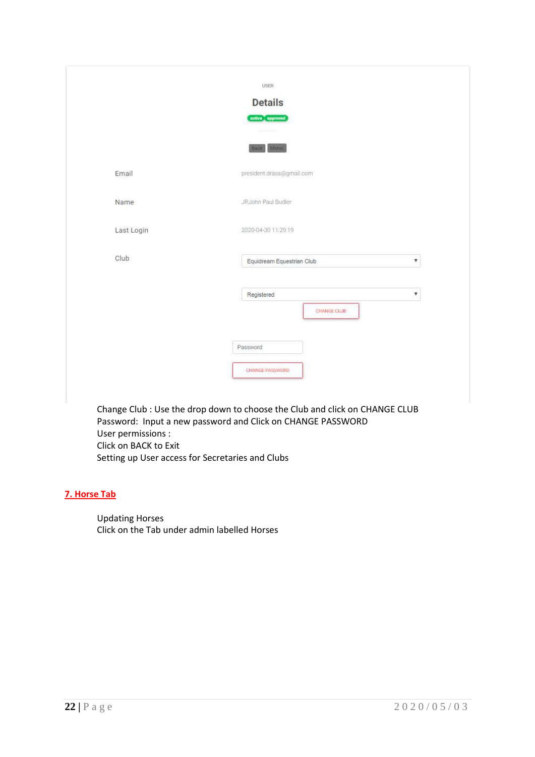USER

## Details

active approved

Back Mimic

| | |
|---|---|
| Email | president.drasa@gmail.com |
| Name | JP.John Paul Budler |
| Last Login | 2020-04-30 11:29:19 |
| Club | Equidream Equestrian Club |
| | Registered |

CHANGE CLUB

Password

CHANGE PASSWORD

Change Club : Use the drop down to choose the Club and click on CHANGE CLUB
Password: Input a new password and Click on CHANGE PASSWORD
User permissions :
Click on BACK to Exit
Setting up User access for Secretaries and Clubs

## 7. Horse Tab

Updating Horses
Click on the Tab under admin labelled Horses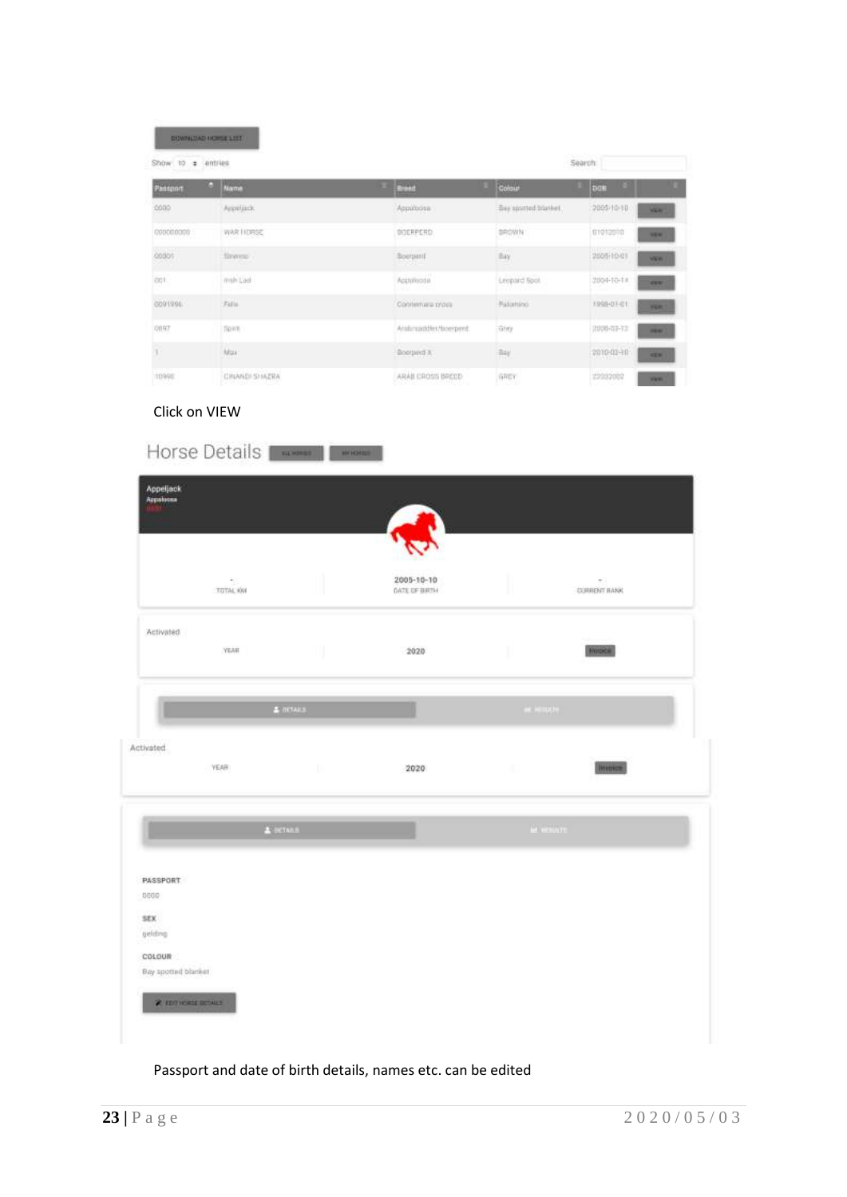DOWNLOAD HORSE LIST

Show 10 entries Search:

| Passport | Name | Breed | Colour | DOB | |
|---|---|---|---|---|---|
| 0000 | Appeljack | Appaloosa | Bay spotted blanket | 2005-10-10 | VIEW |
| 000000000 | WAR HORSE | BOERPERD | BROWN | 01012010 | VIEW |
| 00001 | Sirenne | Boerperd | Bay | 2005-10-01 | VIEW |
| 001 | Irish Lad | Appaloosa | Leopard Spot | 2004-10-14 | VIEW |
| 0091996 | Felix | Connemara cross | Palomino | 1998-01-01 | VIEW |
| 0897 | Spirit | Arab/saddler/boerperd | Grey | 2008-03-12 | VIEW |
| 1 | Max | Boerperd X | Bay | 2010-02-10 | VIEW |
| 10998 | CINANDI SHAZRA | ARAB CROSS BREED | GREY | 22032002 | VIEW |

Click on VIEW

Horse Details ALL HORSES MY HORSES

Appeljack
Appaloosa

| - | 2005-10-10 | - |
|---|---|---|
| TOTAL KM | DATE OF BIRTH | CURRENT RANK |

Activated

| YEAR | 2020 | Invoice |
|---|---|---|

DETAILS RESULTS

Activated

| YEAR | 2020 | Invoice |
|---|---|---|

DETAILS RESULTS

**PASSPORT**
0000

**SEX**
gelding

**COLOUR**
Bay spotted blanket

EDIT HORSE DETAILS

Passport and date of birth details, names etc. can be edited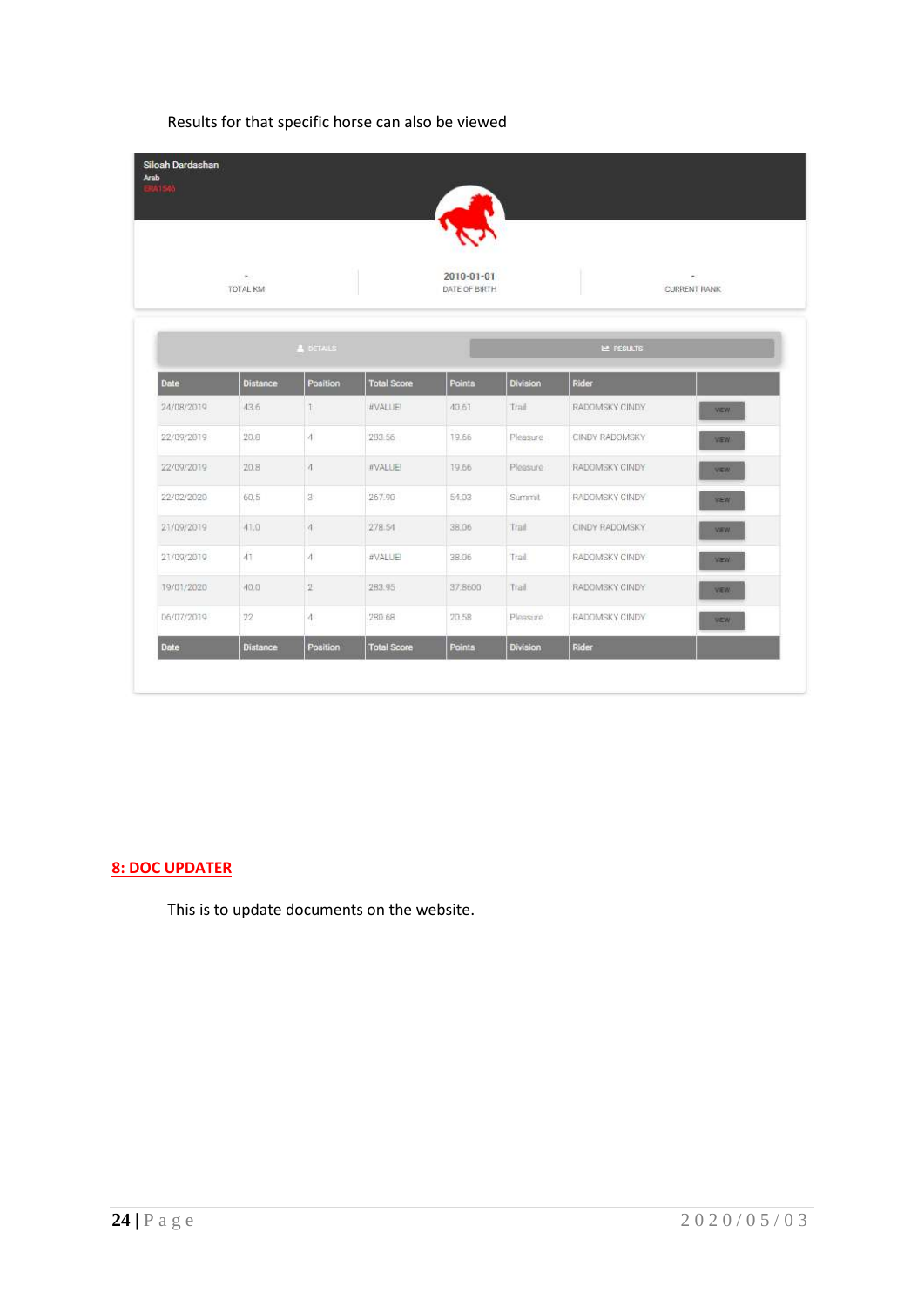Results for that specific horse can also be viewed

Siloah Dardashan
Arab
ERA1546

| - | 2010-01-01 | - |
|---|---|---|
| TOTAL KM | DATE OF BIRTH | CURRENT RANK |

DETAILS | RESULTS

| Date | Distance | Position | Total Score | Points | Division | Rider | |
|---|---|---|---|---|---|---|---|
| 24/08/2019 | 43.6 | 1 | #VALUE! | 40.61 | Trail | RADOMSKY CINDY | VIEW |
| 22/09/2019 | 20.8 | 4 | 283.56 | 19.66 | Pleasure | CINDY RADOMSKY | VIEW |
| 22/09/2019 | 20.8 | 4 | #VALUE! | 19.66 | Pleasure | RADOMSKY CINDY | VIEW |
| 22/02/2020 | 60.5 | 3 | 267.90 | 54.03 | Summit | RADOMSKY CINDY | VIEW |
| 21/09/2019 | 41.0 | 4 | 278.54 | 38.06 | Trail | CINDY RADOMSKY | VIEW |
| 21/09/2019 | 41 | 4 | #VALUE! | 38.06 | Trail | RADOMSKY CINDY | VIEW |
| 19/01/2020 | 40.0 | 2 | 283.95 | 37.8600 | Trail | RADOMSKY CINDY | VIEW |
| 06/07/2019 | 22 | 4 | 280.68 | 20.58 | Pleasure | RADOMSKY CINDY | VIEW |
| Date | Distance | Position | Total Score | Points | Division | Rider | |

## 8: DOC UPDATER

This is to update documents on the website.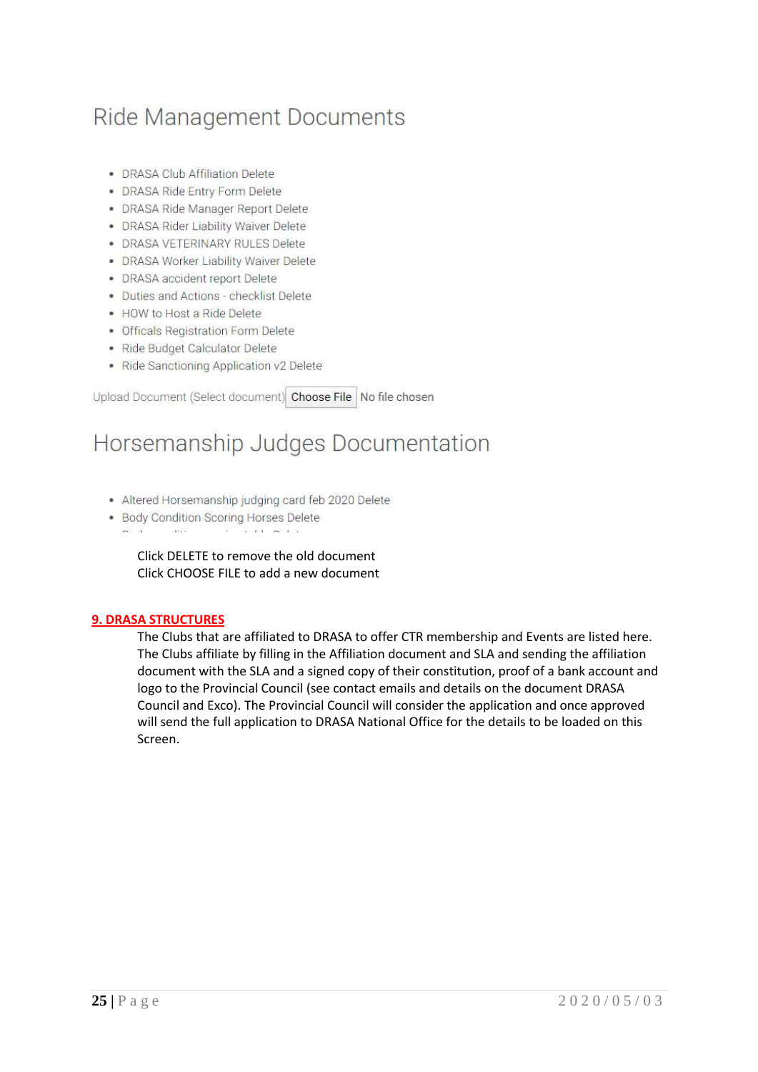## Ride Management Documents

- DRASA Club Affiliation Delete
- DRASA Ride Entry Form Delete
- DRASA Ride Manager Report Delete
- DRASA Rider Liability Waiver Delete
- DRASA VETERINARY RULES Delete
- DRASA Worker Liability Waiver Delete
- DRASA accident report Delete
- Duties and Actions - checklist Delete
- HOW to Host a Ride Delete
- Officals Registration Form Delete
- Ride Budget Calculator Delete
- Ride Sanctioning Application v2 Delete

Upload Document (Select document) Choose File No file chosen

## Horsemanship Judges Documentation

- Altered Horsemanship judging card feb 2020 Delete
- Body Condition Scoring Horses Delete

Click DELETE to remove the old document
Click CHOOSE FILE to add a new document

**9. DRASA STRUCTURES**

The Clubs that are affiliated to DRASA to offer CTR membership and Events are listed here. The Clubs affiliate by filling in the Affiliation document and SLA and sending the affiliation document with the SLA and a signed copy of their constitution, proof of a bank account and logo to the Provincial Council (see contact emails and details on the document DRASA Council and Exco). The Provincial Council will consider the application and once approved will send the full application to DRASA National Office for the details to be loaded on this Screen.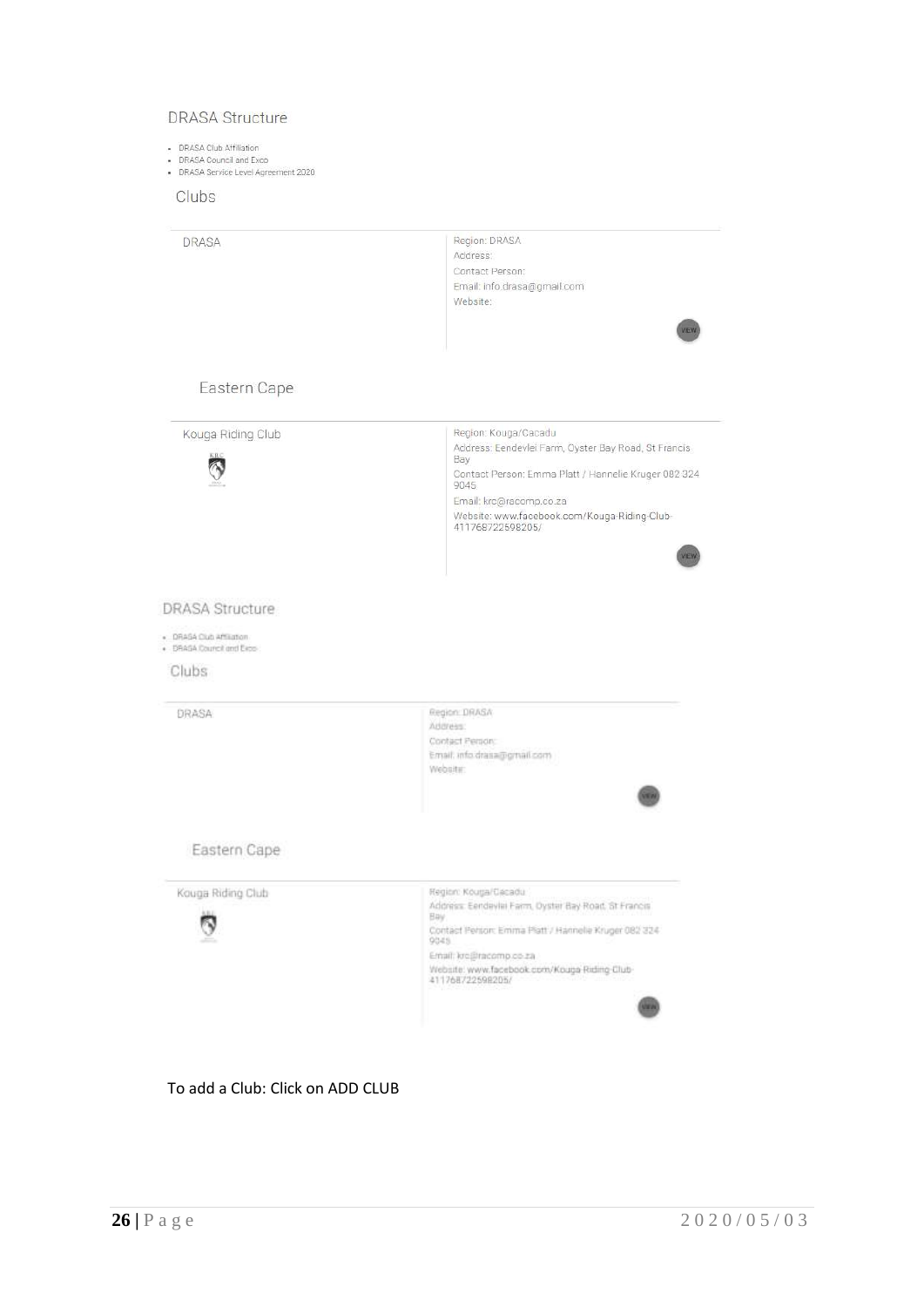## DRASA Structure

- DRASA Club Affiliation
- DRASA Council and Exco
- DRASA Service Level Agreement 2020

### Clubs

| DRASA | Region: DRASA<br>Address:<br>Contact Person:<br>Email: info.drasa@gmail.com<br>Website:<br>VIEW |
|---|---|

### Eastern Cape

| Kouga Riding Club | Region: Kouga/Cacadu<br>Address: Eendevlei Farm, Oyster Bay Road, St Francis Bay<br>Contact Person: Emma Platt / Hannelie Kruger 082 324 9045<br>Email: krc@racomp.co.za<br>Website: www.facebook.com/Kouga-Riding-Club-411768722598205/<br>VIEW |
|---|---|

## DRASA Structure

- DRASA Club Affiliation
- DRASA Council and Exco

### Clubs

| DRASA | Region: DRASA<br>Address:<br>Contact Person:<br>Email: info.drasa@gmail.com<br>Website:<br>VIEW |
|---|---|

### Eastern Cape

| Kouga Riding Club | Region: Kouga/Cacadu<br>Address: Eendevlei Farm, Oyster Bay Road, St Francis Bay<br>Contact Person: Emma Platt / Hannelie Kruger 082 324 9045<br>Email: krc@racomp.co.za<br>Website: www.facebook.com/Kouga-Riding-Club-411768722598205/<br>VIEW |
|---|---|

To add a Club: Click on ADD CLUB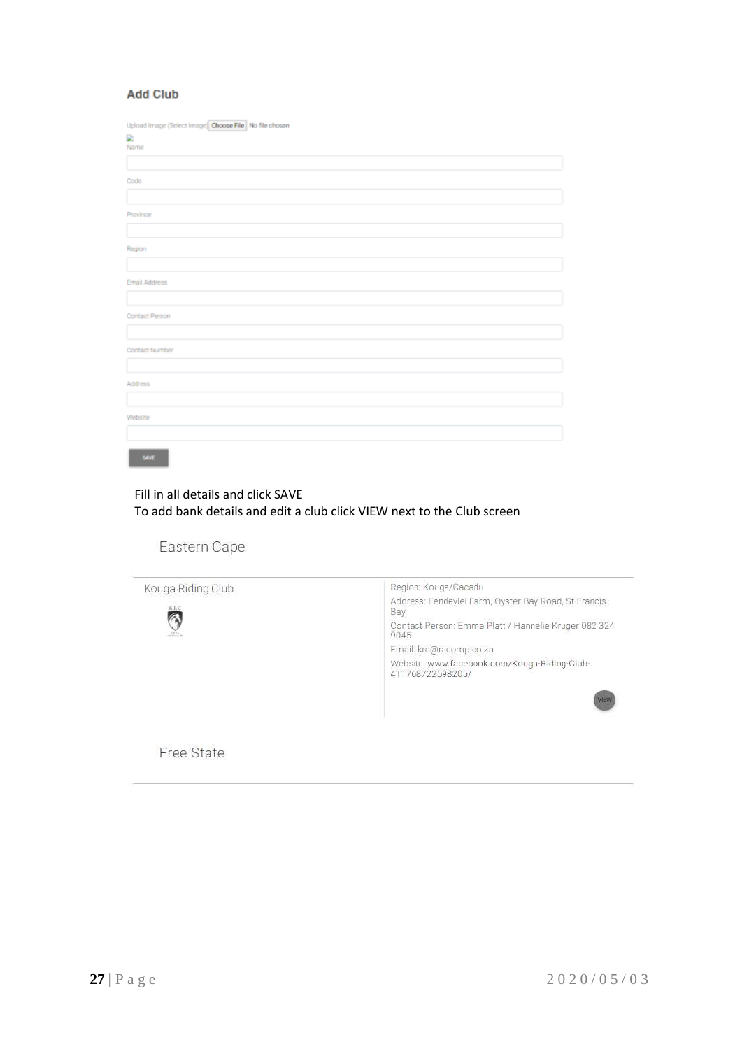## Add Club

Upload Image (Select Image) Choose File No file chosen

Name

Code

Province

Region

Email Address

Contact Person

Contact Number

Address

Website

SAVE

Fill in all details and click SAVE

To add bank details and edit a club click VIEW next to the Club screen

Eastern Cape

Kouga Riding Club

Region: Kouga/Cacadu

Address: Eendevlei Farm, Oyster Bay Road, St Francis Bay

Contact Person: Emma Platt / Hannelie Kruger 082 324 9045

Email: krc@racomp.co.za

Website: www.facebook.com/Kouga-Riding-Club-411768722598205/

VIEW

Free State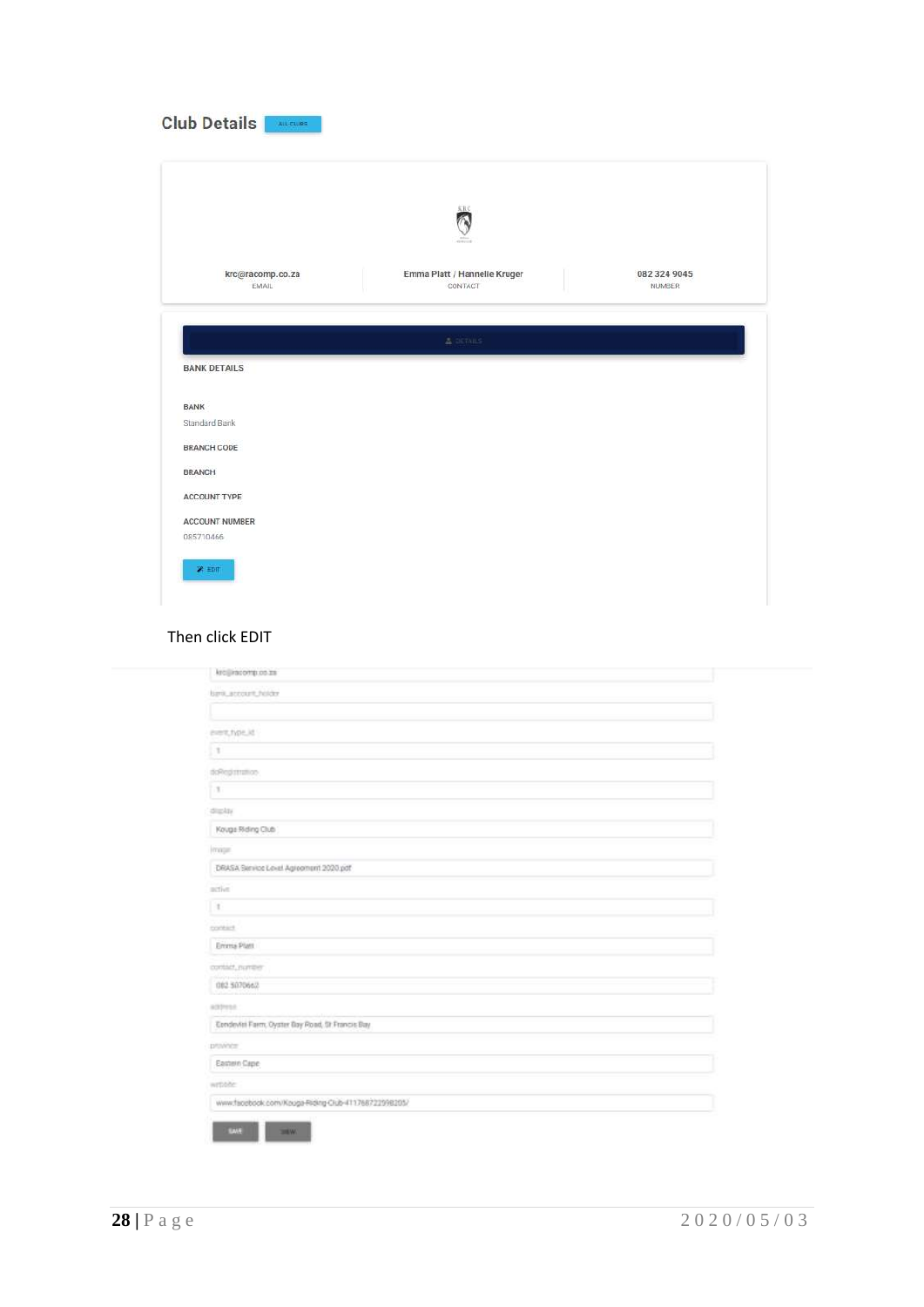## Club Details

ALL CLUBS

krc@racomp.co.za
EMAIL

Emma Platt / Hannelie Kruger
CONTACT

082 324 9045
NUMBER

DETAILS

BANK DETAILS

BANK
Standard Bank

BRANCH CODE

BRANCH

ACCOUNT TYPE

ACCOUNT NUMBER
085710466

EDIT

Then click EDIT

krc@racomp.co.za

bank_account_holder

event_type_id
1

doRegistration
1

display
Kouga Riding Club

image
DRASA Service Level Agreement 2020.pdf

active
1

contact
Emma Platt

contact_number
082 5070662

address
Eendevlei Farm, Oyster Bay Road, St Francis Bay

province
Eastern Cape

website
www.facebook.com/Kouga-Riding-Club-411768722598205/

SAVE VIEW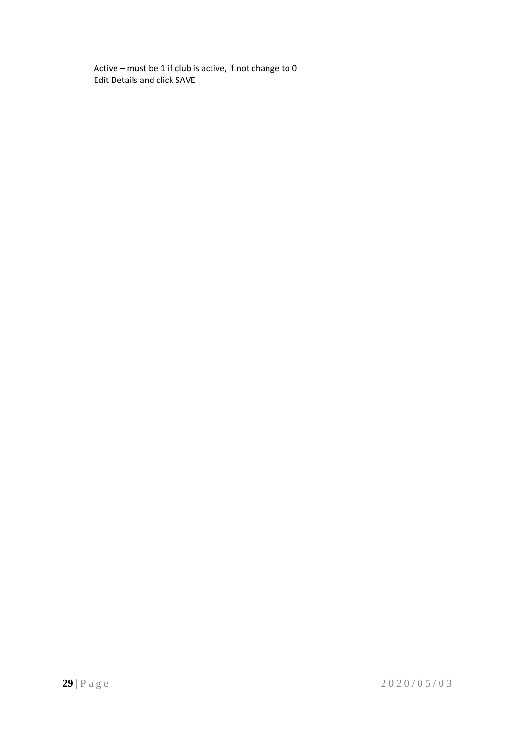Active – must be 1 if club is active, if not change to 0
Edit Details and click SAVE